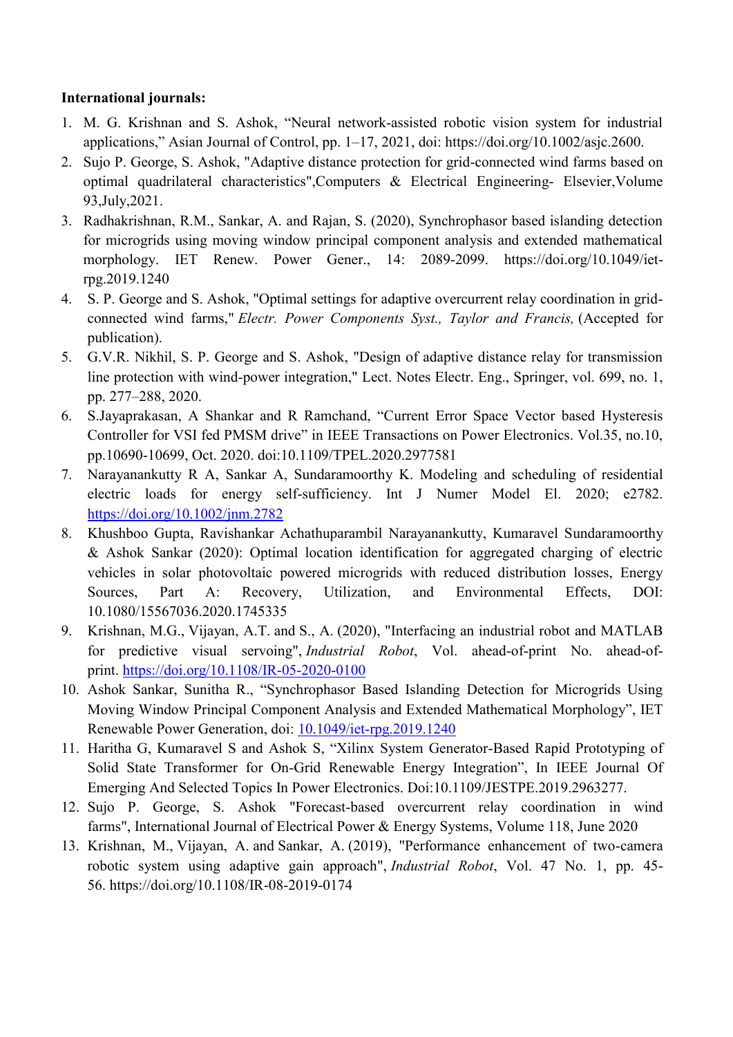**International journals:**

1. M. G. Krishnan and S. Ashok, "Neural network-assisted robotic vision system for industrial applications," Asian Journal of Control, pp. 1–17, 2021, doi: https://doi.org/10.1002/asjc.2600.
2. Sujo P. George, S. Ashok, "Adaptive distance protection for grid-connected wind farms based on optimal quadrilateral characteristics",Computers & Electrical Engineering- Elsevier,Volume 93,July,2021.
3. Radhakrishnan, R.M., Sankar, A. and Rajan, S. (2020), Synchrophasor based islanding detection for microgrids using moving window principal component analysis and extended mathematical morphology. IET Renew. Power Gener., 14: 2089-2099. https://doi.org/10.1049/iet-rpg.2019.1240
4. S. P. George and S. Ashok, "Optimal settings for adaptive overcurrent relay coordination in grid-connected wind farms," *Electr. Power Components Syst., Taylor and Francis,* (Accepted for publication).
5. G.V.R. Nikhil, S. P. George and S. Ashok, "Design of adaptive distance relay for transmission line protection with wind-power integration," Lect. Notes Electr. Eng., Springer, vol. 699, no. 1, pp. 277–288, 2020.
6. S.Jayaprakasan, A Shankar and R Ramchand, "Current Error Space Vector based Hysteresis Controller for VSI fed PMSM drive" in IEEE Transactions on Power Electronics. Vol.35, no.10, pp.10690-10699, Oct. 2020. doi:10.1109/TPEL.2020.2977581
7. Narayanankutty R A, Sankar A, Sundaramoorthy K. Modeling and scheduling of residential electric loads for energy self-sufficiency. Int J Numer Model El. 2020; e2782. https://doi.org/10.1002/jnm.2782
8. Khushboo Gupta, Ravishankar Achathuparambil Narayanankutty, Kumaravel Sundaramoorthy & Ashok Sankar (2020): Optimal location identification for aggregated charging of electric vehicles in solar photovoltaic powered microgrids with reduced distribution losses, Energy Sources, Part A: Recovery, Utilization, and Environmental Effects, DOI: 10.1080/15567036.2020.1745335
9. Krishnan, M.G., Vijayan, A.T. and S., A. (2020), "Interfacing an industrial robot and MATLAB for predictive visual servoing", *Industrial Robot*, Vol. ahead-of-print No. ahead-of-print. https://doi.org/10.1108/IR-05-2020-0100
10. Ashok Sankar, Sunitha R., "Synchrophasor Based Islanding Detection for Microgrids Using Moving Window Principal Component Analysis and Extended Mathematical Morphology", IET Renewable Power Generation, doi: 10.1049/iet-rpg.2019.1240
11. Haritha G, Kumaravel S and Ashok S, "Xilinx System Generator-Based Rapid Prototyping of Solid State Transformer for On-Grid Renewable Energy Integration", In IEEE Journal Of Emerging And Selected Topics In Power Electronics. Doi:10.1109/JESTPE.2019.2963277.
12. Sujo P. George, S. Ashok "Forecast-based overcurrent relay coordination in wind farms", International Journal of Electrical Power & Energy Systems, Volume 118, June 2020
13. Krishnan, M., Vijayan, A. and Sankar, A. (2019), "Performance enhancement of two-camera robotic system using adaptive gain approach", *Industrial Robot*, Vol. 47 No. 1, pp. 45-56. https://doi.org/10.1108/IR-08-2019-0174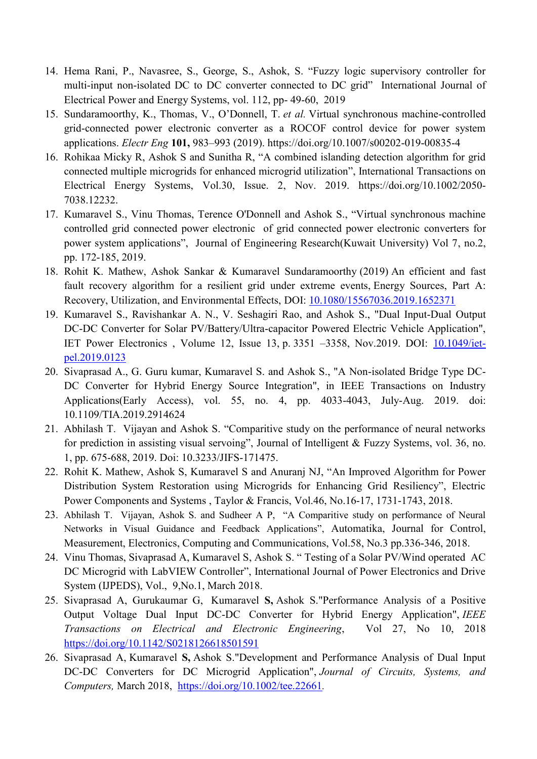14. Hema Rani, P., Navasree, S., George, S., Ashok, S. "Fuzzy logic supervisory controller for multi-input non-isolated DC to DC converter connected to DC grid" International Journal of Electrical Power and Energy Systems, vol. 112, pp- 49-60, 2019
15. Sundaramoorthy, K., Thomas, V., O'Donnell, T. *et al.* Virtual synchronous machine-controlled grid-connected power electronic converter as a ROCOF control device for power system applications. *Electr Eng* **101,** 983–993 (2019). https://doi.org/10.1007/s00202-019-00835-4
16. Rohikaa Micky R, Ashok S and Sunitha R, "A combined islanding detection algorithm for grid connected multiple microgrids for enhanced microgrid utilization", International Transactions on Electrical Energy Systems, Vol.30, Issue. 2, Nov. 2019. https://doi.org/10.1002/2050-7038.12232.
17. Kumaravel S., Vinu Thomas, Terence O'Donnell and Ashok S., "Virtual synchronous machine controlled grid connected power electronic of grid connected power electronic converters for power system applications", Journal of Engineering Research(Kuwait University) Vol 7, no.2, pp. 172-185, 2019.
18. Rohit K. Mathew, Ashok Sankar & Kumaravel Sundaramoorthy (2019) An efficient and fast fault recovery algorithm for a resilient grid under extreme events, Energy Sources, Part A: Recovery, Utilization, and Environmental Effects, DOI: 10.1080/15567036.2019.1652371
19. Kumaravel S., Ravishankar A. N., V. Seshagiri Rao, and Ashok S., "Dual Input-Dual Output DC-DC Converter for Solar PV/Battery/Ultra-capacitor Powered Electric Vehicle Application", IET Power Electronics , Volume 12, Issue 13, p. 3351 –3358, Nov.2019. DOI: 10.1049/iet-pel.2019.0123
20. Sivaprasad A., G. Guru kumar, Kumaravel S. and Ashok S., "A Non-isolated Bridge Type DC-DC Converter for Hybrid Energy Source Integration", in IEEE Transactions on Industry Applications(Early Access), vol. 55, no. 4, pp. 4033-4043, July-Aug. 2019. doi: 10.1109/TIA.2019.2914624
21. Abhilash T. Vijayan and Ashok S. "Comparitive study on the performance of neural networks for prediction in assisting visual servoing", Journal of Intelligent & Fuzzy Systems, vol. 36, no. 1, pp. 675-688, 2019. Doi: 10.3233/JIFS-171475.
22. Rohit K. Mathew, Ashok S, Kumaravel S and Anuranj NJ, "An Improved Algorithm for Power Distribution System Restoration using Microgrids for Enhancing Grid Resiliency", Electric Power Components and Systems , Taylor & Francis, Vol.46, No.16-17, 1731-1743, 2018.
23. Abhilash T. Vijayan, Ashok S. and Sudheer A P, "A Comparitive study on performance of Neural Networks in Visual Guidance and Feedback Applications", Automatika, Journal for Control, Measurement, Electronics, Computing and Communications, Vol.58, No.3 pp.336-346, 2018.
24. Vinu Thomas, Sivaprasad A, Kumaravel S, Ashok S. " Testing of a Solar PV/Wind operated AC DC Microgrid with LabVIEW Controller", International Journal of Power Electronics and Drive System (IJPEDS), Vol., 9,No.1, March 2018.
25. Sivaprasad A, Gurukaumar G, Kumaravel **S,** Ashok S."Performance Analysis of a Positive Output Voltage Dual Input DC-DC Converter for Hybrid Energy Application", *IEEE Transactions on Electrical and Electronic Engineering*, Vol 27, No 10, 2018 https://doi.org/10.1142/S0218126618501591
26. Sivaprasad A, Kumaravel **S,** Ashok S."Development and Performance Analysis of Dual Input DC-DC Converters for DC Microgrid Application", *Journal of Circuits, Systems, and Computers,* March 2018, https://doi.org/10.1002/tee.22661.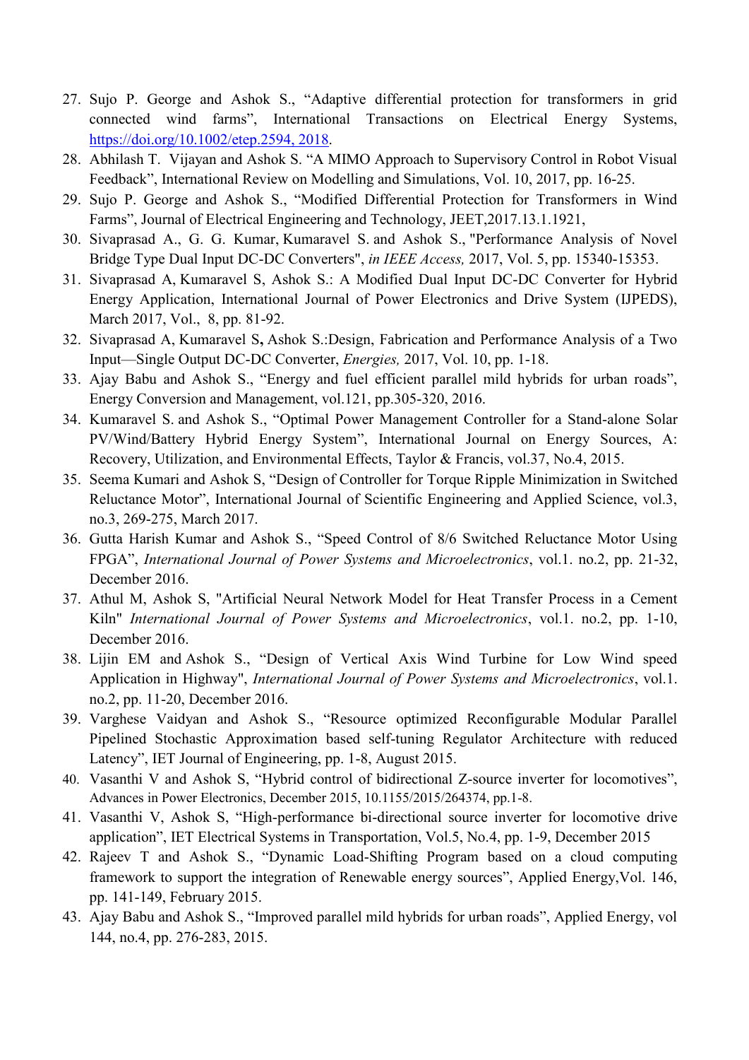27. Sujo P. George and Ashok S., “Adaptive differential protection for transformers in grid connected wind farms”, International Transactions on Electrical Energy Systems, https://doi.org/10.1002/etep.2594, 2018.
28. Abhilash T. Vijayan and Ashok S. “A MIMO Approach to Supervisory Control in Robot Visual Feedback”, International Review on Modelling and Simulations, Vol. 10, 2017, pp. 16-25.
29. Sujo P. George and Ashok S., “Modified Differential Protection for Transformers in Wind Farms”, Journal of Electrical Engineering and Technology, JEET,2017.13.1.1921,
30. Sivaprasad A., G. G. Kumar, Kumaravel S. and Ashok S., "Performance Analysis of Novel Bridge Type Dual Input DC-DC Converters", *in IEEE Access,* 2017, Vol. 5, pp. 15340-15353.
31. Sivaprasad A, Kumaravel S, Ashok S.: A Modified Dual Input DC-DC Converter for Hybrid Energy Application, International Journal of Power Electronics and Drive System (IJPEDS), March 2017, Vol., 8, pp. 81-92.
32. Sivaprasad A, Kumaravel S**,** Ashok S.:Design, Fabrication and Performance Analysis of a Two Input—Single Output DC-DC Converter, *Energies,* 2017, Vol. 10, pp. 1-18.
33. Ajay Babu and Ashok S., “Energy and fuel efficient parallel mild hybrids for urban roads”, Energy Conversion and Management, vol.121, pp.305-320, 2016.
34. Kumaravel S. and Ashok S., “Optimal Power Management Controller for a Stand-alone Solar PV/Wind/Battery Hybrid Energy System”, International Journal on Energy Sources, A: Recovery, Utilization, and Environmental Effects, Taylor & Francis, vol.37, No.4, 2015.
35. Seema Kumari and Ashok S, “Design of Controller for Torque Ripple Minimization in Switched Reluctance Motor”, International Journal of Scientific Engineering and Applied Science, vol.3, no.3, 269-275, March 2017.
36. Gutta Harish Kumar and Ashok S., “Speed Control of 8/6 Switched Reluctance Motor Using FPGA”, *International Journal of Power Systems and Microelectronics*, vol.1. no.2, pp. 21-32, December 2016.
37. Athul M, Ashok S, "Artificial Neural Network Model for Heat Transfer Process in a Cement Kiln" *International Journal of Power Systems and Microelectronics*, vol.1. no.2, pp. 1-10, December 2016.
38. Lijin EM and Ashok S., “Design of Vertical Axis Wind Turbine for Low Wind speed Application in Highway", *International Journal of Power Systems and Microelectronics*, vol.1. no.2, pp. 11-20, December 2016.
39. Varghese Vaidyan and Ashok S., “Resource optimized Reconfigurable Modular Parallel Pipelined Stochastic Approximation based self-tuning Regulator Architecture with reduced Latency”, IET Journal of Engineering, pp. 1-8, August 2015.
40. Vasanthi V and Ashok S, “Hybrid control of bidirectional Z-source inverter for locomotives”, Advances in Power Electronics, December 2015, 10.1155/2015/264374, pp.1-8.
41. Vasanthi V, Ashok S, “High-performance bi-directional source inverter for locomotive drive application”, IET Electrical Systems in Transportation, Vol.5, No.4, pp. 1-9, December 2015
42. Rajeev T and Ashok S., “Dynamic Load-Shifting Program based on a cloud computing framework to support the integration of Renewable energy sources”, Applied Energy,Vol. 146, pp. 141-149, February 2015.
43. Ajay Babu and Ashok S., “Improved parallel mild hybrids for urban roads”, Applied Energy, vol 144, no.4, pp. 276-283, 2015.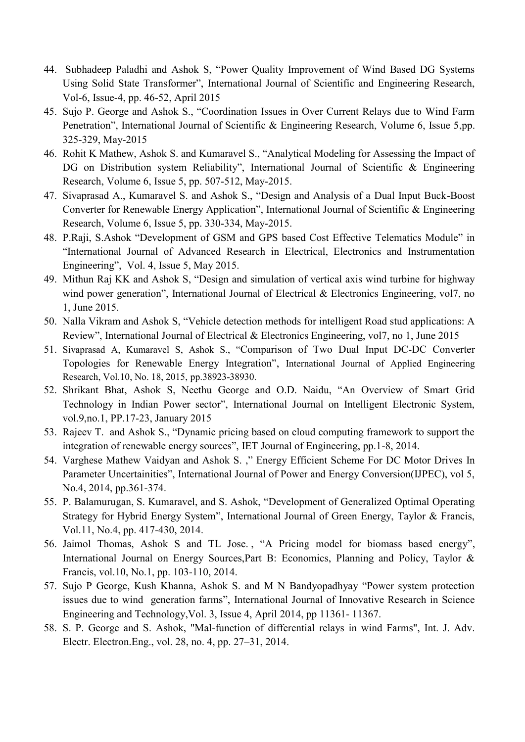44. Subhadeep Paladhi and Ashok S, "Power Quality Improvement of Wind Based DG Systems Using Solid State Transformer", International Journal of Scientific and Engineering Research, Vol-6, Issue-4, pp. 46-52, April 2015
45. Sujo P. George and Ashok S., "Coordination Issues in Over Current Relays due to Wind Farm Penetration", International Journal of Scientific & Engineering Research, Volume 6, Issue 5,pp. 325-329, May-2015
46. Rohit K Mathew, Ashok S. and Kumaravel S., "Analytical Modeling for Assessing the Impact of DG on Distribution system Reliability", International Journal of Scientific & Engineering Research, Volume 6, Issue 5, pp. 507-512, May-2015.
47. Sivaprasad A., Kumaravel S. and Ashok S., "Design and Analysis of a Dual Input Buck-Boost Converter for Renewable Energy Application", International Journal of Scientific & Engineering Research, Volume 6, Issue 5, pp. 330-334, May-2015.
48. P.Raji, S.Ashok "Development of GSM and GPS based Cost Effective Telematics Module" in "International Journal of Advanced Research in Electrical, Electronics and Instrumentation Engineering", Vol. 4, Issue 5, May 2015.
49. Mithun Raj KK and Ashok S, "Design and simulation of vertical axis wind turbine for highway wind power generation", International Journal of Electrical & Electronics Engineering, vol7, no 1, June 2015.
50. Nalla Vikram and Ashok S, "Vehicle detection methods for intelligent Road stud applications: A Review", International Journal of Electrical & Electronics Engineering, vol7, no 1, June 2015
51. Sivaprasad A, Kumaravel S, Ashok S., "Comparison of Two Dual Input DC-DC Converter Topologies for Renewable Energy Integration", International Journal of Applied Engineering Research, Vol.10, No. 18, 2015, pp.38923-38930.
52. Shrikant Bhat, Ashok S, Neethu George and O.D. Naidu, "An Overview of Smart Grid Technology in Indian Power sector", International Journal on Intelligent Electronic System, vol.9,no.1, PP.17-23, January 2015
53. Rajeev T. and Ashok S., "Dynamic pricing based on cloud computing framework to support the integration of renewable energy sources", IET Journal of Engineering, pp.1-8, 2014.
54. Varghese Mathew Vaidyan and Ashok S. ," Energy Efficient Scheme For DC Motor Drives In Parameter Uncertainities", International Journal of Power and Energy Conversion(IJPEC), vol 5, No.4, 2014, pp.361-374.
55. P. Balamurugan, S. Kumaravel, and S. Ashok, "Development of Generalized Optimal Operating Strategy for Hybrid Energy System", International Journal of Green Energy, Taylor & Francis, Vol.11, No.4, pp. 417-430, 2014.
56. Jaimol Thomas, Ashok S and TL Jose. , "A Pricing model for biomass based energy", International Journal on Energy Sources,Part B: Economics, Planning and Policy, Taylor & Francis, vol.10, No.1, pp. 103-110, 2014.
57. Sujo P George, Kush Khanna, Ashok S. and M N Bandyopadhyay "Power system protection issues due to wind generation farms", International Journal of Innovative Research in Science Engineering and Technology,Vol. 3, Issue 4, April 2014, pp 11361- 11367.
58. S. P. George and S. Ashok, "Mal-function of differential relays in wind Farms", Int. J. Adv. Electr. Electron.Eng., vol. 28, no. 4, pp. 27–31, 2014.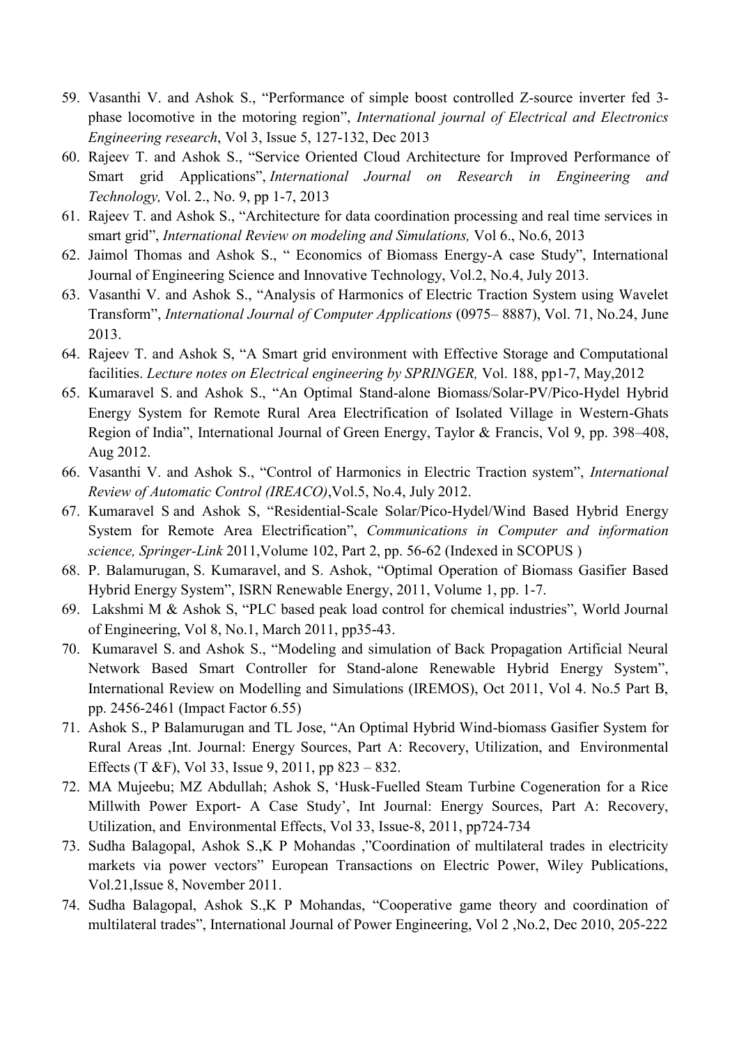59. Vasanthi V. and Ashok S., "Performance of simple boost controlled Z-source inverter fed 3-phase locomotive in the motoring region", *International journal of Electrical and Electronics Engineering research*, Vol 3, Issue 5, 127-132, Dec 2013
60. Rajeev T. and Ashok S., "Service Oriented Cloud Architecture for Improved Performance of Smart grid Applications", *International Journal on Research in Engineering and Technology,* Vol. 2., No. 9, pp 1-7, 2013
61. Rajeev T. and Ashok S., "Architecture for data coordination processing and real time services in smart grid", *International Review on modeling and Simulations,* Vol 6., No.6, 2013
62. Jaimol Thomas and Ashok S., " Economics of Biomass Energy-A case Study", International Journal of Engineering Science and Innovative Technology, Vol.2, No.4, July 2013.
63. Vasanthi V. and Ashok S., "Analysis of Harmonics of Electric Traction System using Wavelet Transform", *International Journal of Computer Applications* (0975– 8887), Vol. 71, No.24, June 2013.
64. Rajeev T. and Ashok S, "A Smart grid environment with Effective Storage and Computational facilities. *Lecture notes on Electrical engineering by SPRINGER,* Vol. 188, pp1-7, May,2012
65. Kumaravel S. and Ashok S., "An Optimal Stand-alone Biomass/Solar-PV/Pico-Hydel Hybrid Energy System for Remote Rural Area Electrification of Isolated Village in Western-Ghats Region of India", International Journal of Green Energy, Taylor & Francis, Vol 9, pp. 398–408, Aug 2012.
66. Vasanthi V. and Ashok S., "Control of Harmonics in Electric Traction system", *International Review of Automatic Control (IREACO)*,Vol.5, No.4, July 2012.
67. Kumaravel S and Ashok S, "Residential-Scale Solar/Pico-Hydel/Wind Based Hybrid Energy System for Remote Area Electrification", *Communications in Computer and information science, Springer-Link* 2011,Volume 102, Part 2, pp. 56-62 (Indexed in SCOPUS )
68. P. Balamurugan, S. Kumaravel, and S. Ashok, "Optimal Operation of Biomass Gasifier Based Hybrid Energy System", ISRN Renewable Energy, 2011, Volume 1, pp. 1-7.
69. Lakshmi M & Ashok S, "PLC based peak load control for chemical industries", World Journal of Engineering, Vol 8, No.1, March 2011, pp35-43.
70. Kumaravel S. and Ashok S., "Modeling and simulation of Back Propagation Artificial Neural Network Based Smart Controller for Stand-alone Renewable Hybrid Energy System", International Review on Modelling and Simulations (IREMOS), Oct 2011, Vol 4. No.5 Part B, pp. 2456-2461 (Impact Factor 6.55)
71. Ashok S., P Balamurugan and TL Jose, "An Optimal Hybrid Wind-biomass Gasifier System for Rural Areas ,Int. Journal: Energy Sources, Part A: Recovery, Utilization, and Environmental Effects (T &F), Vol 33, Issue 9, 2011, pp 823 – 832.
72. MA Mujeebu; MZ Abdullah; Ashok S, 'Husk-Fuelled Steam Turbine Cogeneration for a Rice Millwith Power Export- A Case Study', Int Journal: Energy Sources, Part A: Recovery, Utilization, and Environmental Effects, Vol 33, Issue-8, 2011, pp724-734
73. Sudha Balagopal, Ashok S.,K P Mohandas ,"Coordination of multilateral trades in electricity markets via power vectors" European Transactions on Electric Power, Wiley Publications, Vol.21,Issue 8, November 2011.
74. Sudha Balagopal, Ashok S.,K P Mohandas, "Cooperative game theory and coordination of multilateral trades", International Journal of Power Engineering, Vol 2 ,No.2, Dec 2010, 205-222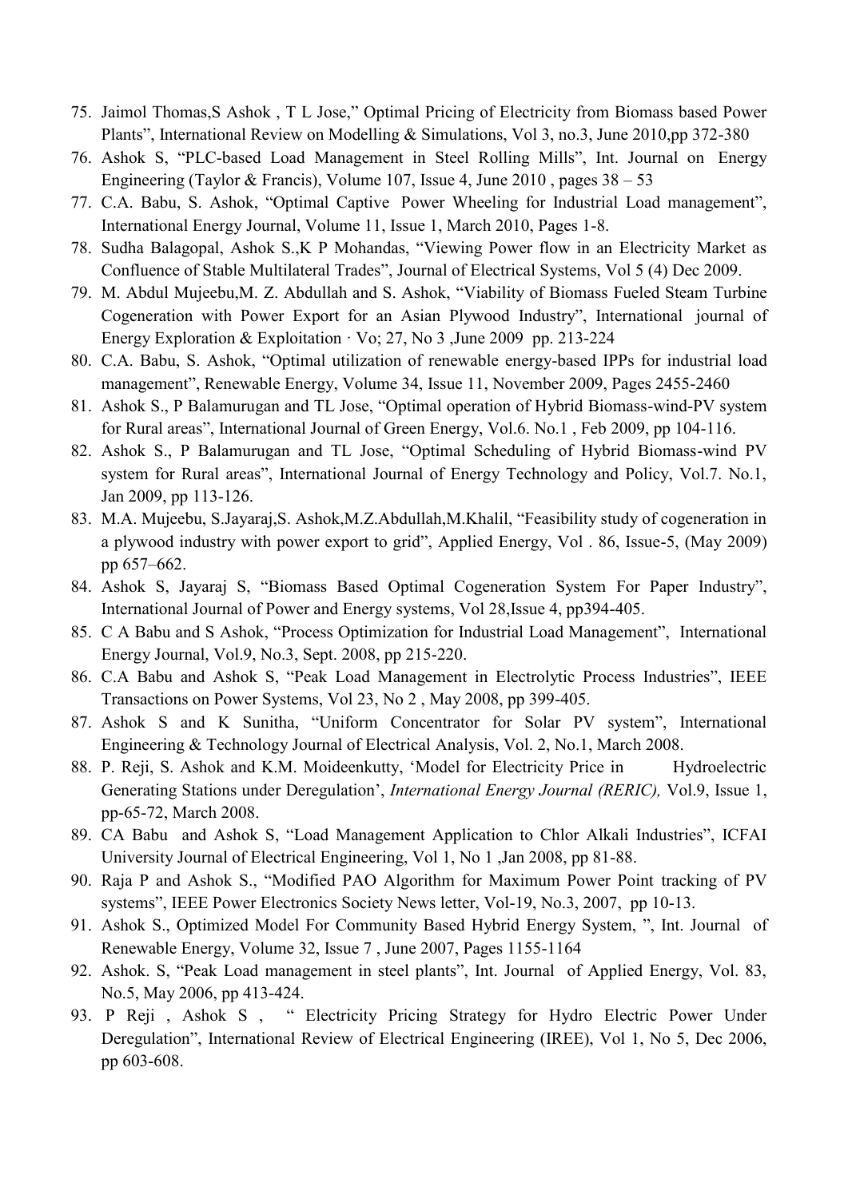75. Jaimol Thomas,S Ashok , T L Jose," Optimal Pricing of Electricity from Biomass based Power Plants", International Review on Modelling & Simulations, Vol 3, no.3, June 2010,pp 372-380
76. Ashok S, "PLC-based Load Management in Steel Rolling Mills", Int. Journal on Energy Engineering (Taylor & Francis), Volume 107, Issue 4, June 2010 , pages 38 – 53
77. C.A. Babu, S. Ashok, "Optimal Captive Power Wheeling for Industrial Load management", International Energy Journal, Volume 11, Issue 1, March 2010, Pages 1-8.
78. Sudha Balagopal, Ashok S.,K P Mohandas, "Viewing Power flow in an Electricity Market as Confluence of Stable Multilateral Trades", Journal of Electrical Systems, Vol 5 (4) Dec 2009.
79. M. Abdul Mujeebu,M. Z. Abdullah and S. Ashok, "Viability of Biomass Fueled Steam Turbine Cogeneration with Power Export for an Asian Plywood Industry", International journal of Energy Exploration & Exploitation · Vo; 27, No 3 ,June 2009 pp. 213-224
80. C.A. Babu, S. Ashok, "Optimal utilization of renewable energy-based IPPs for industrial load management", Renewable Energy, Volume 34, Issue 11, November 2009, Pages 2455-2460
81. Ashok S., P Balamurugan and TL Jose, "Optimal operation of Hybrid Biomass-wind-PV system for Rural areas", International Journal of Green Energy, Vol.6. No.1 , Feb 2009, pp 104-116.
82. Ashok S., P Balamurugan and TL Jose, "Optimal Scheduling of Hybrid Biomass-wind PV system for Rural areas", International Journal of Energy Technology and Policy, Vol.7. No.1, Jan 2009, pp 113-126.
83. M.A. Mujeebu, S.Jayaraj,S. Ashok,M.Z.Abdullah,M.Khalil, "Feasibility study of cogeneration in a plywood industry with power export to grid", Applied Energy, Vol . 86, Issue-5, (May 2009) pp 657–662.
84. Ashok S, Jayaraj S, "Biomass Based Optimal Cogeneration System For Paper Industry", International Journal of Power and Energy systems, Vol 28,Issue 4, pp394-405.
85. C A Babu and S Ashok, "Process Optimization for Industrial Load Management", International Energy Journal, Vol.9, No.3, Sept. 2008, pp 215-220.
86. C.A Babu and Ashok S, "Peak Load Management in Electrolytic Process Industries", IEEE Transactions on Power Systems, Vol 23, No 2 , May 2008, pp 399-405.
87. Ashok S and K Sunitha, "Uniform Concentrator for Solar PV system", International Engineering & Technology Journal of Electrical Analysis, Vol. 2, No.1, March 2008.
88. P. Reji, S. Ashok and K.M. Moideenkutty, 'Model for Electricity Price in Hydroelectric Generating Stations under Deregulation', *International Energy Journal (RERIC),* Vol.9, Issue 1, pp-65-72, March 2008.
89. CA Babu and Ashok S, "Load Management Application to Chlor Alkali Industries", ICFAI University Journal of Electrical Engineering, Vol 1, No 1 ,Jan 2008, pp 81-88.
90. Raja P and Ashok S., "Modified PAO Algorithm for Maximum Power Point tracking of PV systems", IEEE Power Electronics Society News letter, Vol-19, No.3, 2007, pp 10-13.
91. Ashok S., Optimized Model For Community Based Hybrid Energy System, ", Int. Journal of Renewable Energy, Volume 32, Issue 7 , June 2007, Pages 1155-1164
92. Ashok. S, "Peak Load management in steel plants", Int. Journal of Applied Energy, Vol. 83, No.5, May 2006, pp 413-424.
93. P Reji , Ashok S , " Electricity Pricing Strategy for Hydro Electric Power Under Deregulation", International Review of Electrical Engineering (IREE), Vol 1, No 5, Dec 2006, pp 603-608.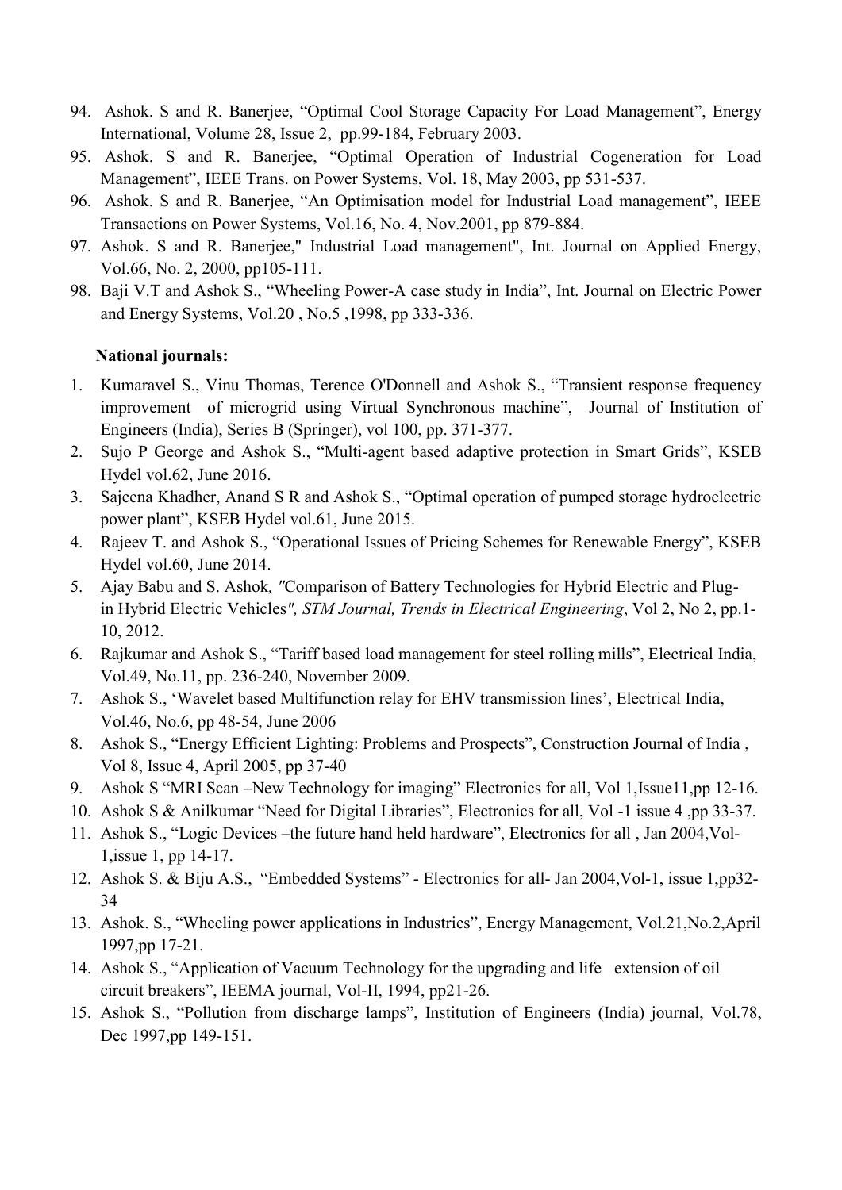94. Ashok. S and R. Banerjee, “Optimal Cool Storage Capacity For Load Management”, Energy International, Volume 28, Issue 2, pp.99-184, February 2003.
95. Ashok. S and R. Banerjee, “Optimal Operation of Industrial Cogeneration for Load Management”, IEEE Trans. on Power Systems, Vol. 18, May 2003, pp 531-537.
96. Ashok. S and R. Banerjee, “An Optimisation model for Industrial Load management”, IEEE Transactions on Power Systems, Vol.16, No. 4, Nov.2001, pp 879-884.
97. Ashok. S and R. Banerjee," Industrial Load management", Int. Journal on Applied Energy, Vol.66, No. 2, 2000, pp105-111.
98. Baji V.T and Ashok S., “Wheeling Power-A case study in India”, Int. Journal on Electric Power and Energy Systems, Vol.20 , No.5 ,1998, pp 333-336.

**National journals:**

1. Kumaravel S., Vinu Thomas, Terence O'Donnell and Ashok S., “Transient response frequency improvement of microgrid using Virtual Synchronous machine”, Journal of Institution of Engineers (India), Series B (Springer), vol 100, pp. 371-377.
2. Sujo P George and Ashok S., “Multi-agent based adaptive protection in Smart Grids”, KSEB Hydel vol.62, June 2016.
3. Sajeena Khadher, Anand S R and Ashok S., “Optimal operation of pumped storage hydroelectric power plant”, KSEB Hydel vol.61, June 2015.
4. Rajeev T. and Ashok S., “Operational Issues of Pricing Schemes for Renewable Energy”, KSEB Hydel vol.60, June 2014.
5. Ajay Babu and S. Ashok*, "Comparison of Battery Technologies for Hybrid Electric and Plug-in Hybrid Electric Vehicles", STM Journal, Trends in Electrical Engineering*, Vol 2, No 2, pp.1-10, 2012.
6. Rajkumar and Ashok S., “Tariff based load management for steel rolling mills”, Electrical India, Vol.49, No.11, pp. 236-240, November 2009.
7. Ashok S., ‘Wavelet based Multifunction relay for EHV transmission lines’, Electrical India, Vol.46, No.6, pp 48-54, June 2006
8. Ashok S., “Energy Efficient Lighting: Problems and Prospects”, Construction Journal of India , Vol 8, Issue 4, April 2005, pp 37-40
9. Ashok S “MRI Scan –New Technology for imaging” Electronics for all, Vol 1,Issue11,pp 12-16.
10. Ashok S & Anilkumar “Need for Digital Libraries”, Electronics for all, Vol -1 issue 4 ,pp 33-37.
11. Ashok S., “Logic Devices –the future hand held hardware”, Electronics for all , Jan 2004,Vol-1,issue 1, pp 14-17.
12. Ashok S. & Biju A.S., “Embedded Systems” - Electronics for all- Jan 2004,Vol-1, issue 1,pp32-34
13. Ashok. S., “Wheeling power applications in Industries”, Energy Management, Vol.21,No.2,April 1997,pp 17-21.
14. Ashok S., “Application of Vacuum Technology for the upgrading and life extension of oil circuit breakers”, IEEMA journal, Vol-II, 1994, pp21-26.
15. Ashok S., “Pollution from discharge lamps”, Institution of Engineers (India) journal, Vol.78, Dec 1997,pp 149-151.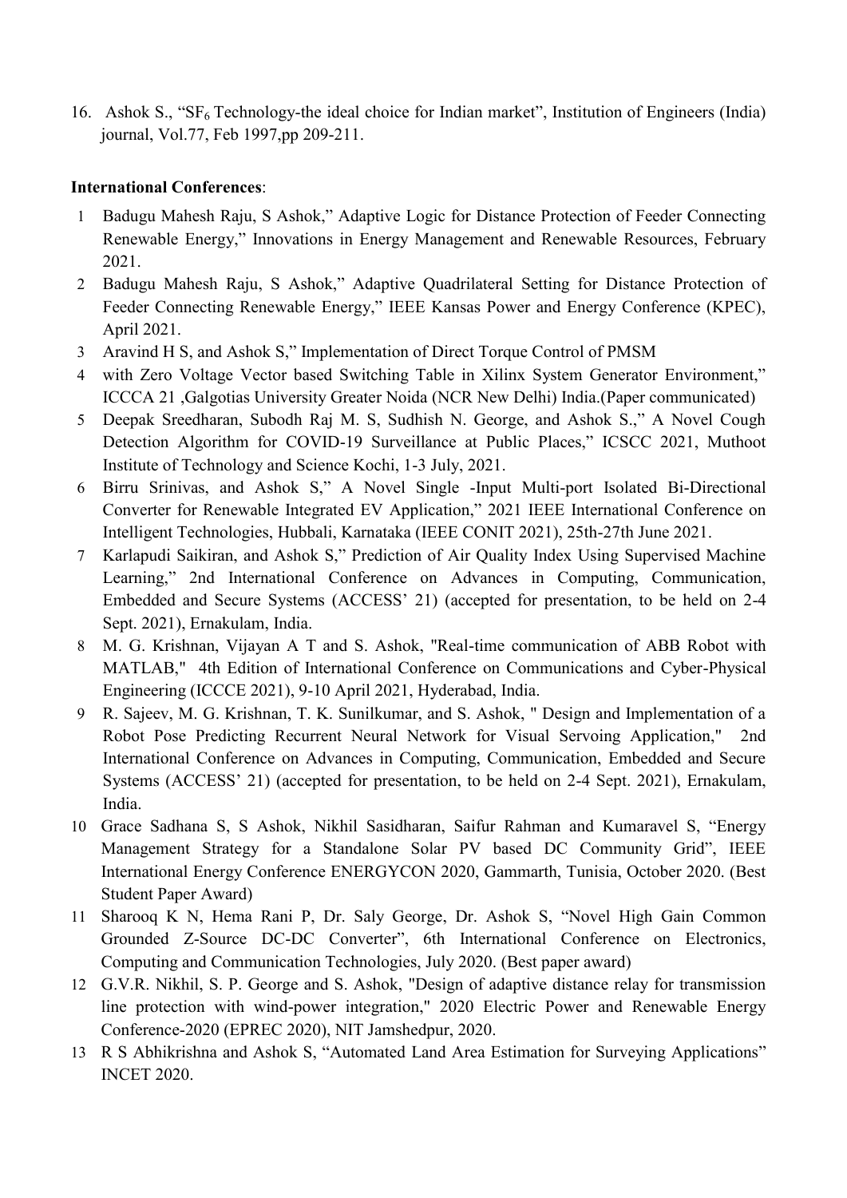16. Ashok S., "$SF_6$ Technology-the ideal choice for Indian market", Institution of Engineers (India) journal, Vol.77, Feb 1997,pp 209-211.

**International Conferences**:

1. Badugu Mahesh Raju, S Ashok," Adaptive Logic for Distance Protection of Feeder Connecting Renewable Energy," Innovations in Energy Management and Renewable Resources, February 2021.
2. Badugu Mahesh Raju, S Ashok," Adaptive Quadrilateral Setting for Distance Protection of Feeder Connecting Renewable Energy," IEEE Kansas Power and Energy Conference (KPEC), April 2021.
3. Aravind H S, and Ashok S," Implementation of Direct Torque Control of PMSM
4. with Zero Voltage Vector based Switching Table in Xilinx System Generator Environment," ICCCA 21 ,Galgotias University Greater Noida (NCR New Delhi) India.(Paper communicated)
5. Deepak Sreedharan, Subodh Raj M. S, Sudhish N. George, and Ashok S.," A Novel Cough Detection Algorithm for COVID-19 Surveillance at Public Places," ICSCC 2021, Muthoot Institute of Technology and Science Kochi, 1-3 July, 2021.
6. Birru Srinivas, and Ashok S," A Novel Single -Input Multi-port Isolated Bi-Directional Converter for Renewable Integrated EV Application," 2021 IEEE International Conference on Intelligent Technologies, Hubbali, Karnataka (IEEE CONIT 2021), 25th-27th June 2021.
7. Karlapudi Saikiran, and Ashok S," Prediction of Air Quality Index Using Supervised Machine Learning," 2nd International Conference on Advances in Computing, Communication, Embedded and Secure Systems (ACCESS' 21) (accepted for presentation, to be held on 2-4 Sept. 2021), Ernakulam, India.
8. M. G. Krishnan, Vijayan A T and S. Ashok, "Real-time communication of ABB Robot with MATLAB," 4th Edition of International Conference on Communications and Cyber-Physical Engineering (ICCCE 2021), 9-10 April 2021, Hyderabad, India.
9. R. Sajeev, M. G. Krishnan, T. K. Sunilkumar, and S. Ashok, " Design and Implementation of a Robot Pose Predicting Recurrent Neural Network for Visual Servoing Application," 2nd International Conference on Advances in Computing, Communication, Embedded and Secure Systems (ACCESS' 21) (accepted for presentation, to be held on 2-4 Sept. 2021), Ernakulam, India.
10. Grace Sadhana S, S Ashok, Nikhil Sasidharan, Saifur Rahman and Kumaravel S, "Energy Management Strategy for a Standalone Solar PV based DC Community Grid", IEEE International Energy Conference ENERGYCON 2020, Gammarth, Tunisia, October 2020. (Best Student Paper Award)
11. Sharooq K N, Hema Rani P, Dr. Saly George, Dr. Ashok S, "Novel High Gain Common Grounded Z-Source DC-DC Converter", 6th International Conference on Electronics, Computing and Communication Technologies, July 2020. (Best paper award)
12. G.V.R. Nikhil, S. P. George and S. Ashok, "Design of adaptive distance relay for transmission line protection with wind-power integration," 2020 Electric Power and Renewable Energy Conference-2020 (EPREC 2020), NIT Jamshedpur, 2020.
13. R S Abhikrishna and Ashok S, "Automated Land Area Estimation for Surveying Applications" INCET 2020.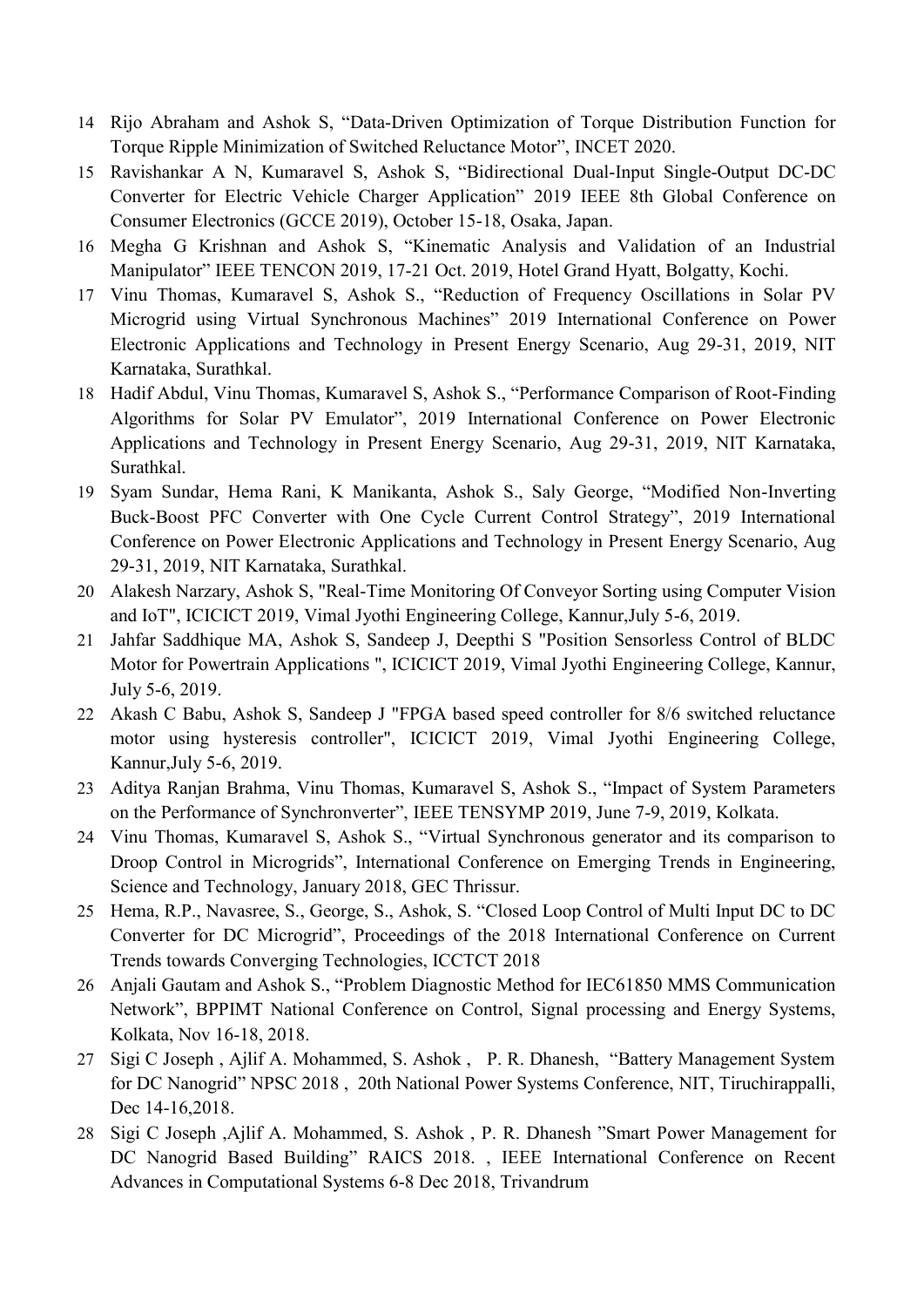14 Rijo Abraham and Ashok S, "Data-Driven Optimization of Torque Distribution Function for Torque Ripple Minimization of Switched Reluctance Motor", INCET 2020.

15 Ravishankar A N, Kumaravel S, Ashok S, "Bidirectional Dual-Input Single-Output DC-DC Converter for Electric Vehicle Charger Application" 2019 IEEE 8th Global Conference on Consumer Electronics (GCCE 2019), October 15-18, Osaka, Japan.

16 Megha G Krishnan and Ashok S, "Kinematic Analysis and Validation of an Industrial Manipulator" IEEE TENCON 2019, 17-21 Oct. 2019, Hotel Grand Hyatt, Bolgatty, Kochi.

17 Vinu Thomas, Kumaravel S, Ashok S., "Reduction of Frequency Oscillations in Solar PV Microgrid using Virtual Synchronous Machines" 2019 International Conference on Power Electronic Applications and Technology in Present Energy Scenario, Aug 29-31, 2019, NIT Karnataka, Surathkal.

18 Hadif Abdul, Vinu Thomas, Kumaravel S, Ashok S., "Performance Comparison of Root-Finding Algorithms for Solar PV Emulator", 2019 International Conference on Power Electronic Applications and Technology in Present Energy Scenario, Aug 29-31, 2019, NIT Karnataka, Surathkal.

19 Syam Sundar, Hema Rani, K Manikanta, Ashok S., Saly George, "Modified Non-Inverting Buck-Boost PFC Converter with One Cycle Current Control Strategy", 2019 International Conference on Power Electronic Applications and Technology in Present Energy Scenario, Aug 29-31, 2019, NIT Karnataka, Surathkal.

20 Alakesh Narzary, Ashok S, "Real-Time Monitoring Of Conveyor Sorting using Computer Vision and IoT", ICICICT 2019, Vimal Jyothi Engineering College, Kannur,July 5-6, 2019.

21 Jahfar Saddhique MA, Ashok S, Sandeep J, Deepthi S "Position Sensorless Control of BLDC Motor for Powertrain Applications ", ICICICT 2019, Vimal Jyothi Engineering College, Kannur, July 5-6, 2019.

22 Akash C Babu, Ashok S, Sandeep J "FPGA based speed controller for 8/6 switched reluctance motor using hysteresis controller", ICICICT 2019, Vimal Jyothi Engineering College, Kannur,July 5-6, 2019.

23 Aditya Ranjan Brahma, Vinu Thomas, Kumaravel S, Ashok S., "Impact of System Parameters on the Performance of Synchronverter", IEEE TENSYMP 2019, June 7-9, 2019, Kolkata.

24 Vinu Thomas, Kumaravel S, Ashok S., "Virtual Synchronous generator and its comparison to Droop Control in Microgrids", International Conference on Emerging Trends in Engineering, Science and Technology, January 2018, GEC Thrissur.

25 Hema, R.P., Navasree, S., George, S., Ashok, S. "Closed Loop Control of Multi Input DC to DC Converter for DC Microgrid", Proceedings of the 2018 International Conference on Current Trends towards Converging Technologies, ICCTCT 2018

26 Anjali Gautam and Ashok S., "Problem Diagnostic Method for IEC61850 MMS Communication Network", BPPIMT National Conference on Control, Signal processing and Energy Systems, Kolkata, Nov 16-18, 2018.

27 Sigi C Joseph , Ajlif A. Mohammed, S. Ashok , P. R. Dhanesh, "Battery Management System for DC Nanogrid" NPSC 2018 , 20th National Power Systems Conference, NIT, Tiruchirappalli, Dec 14-16,2018.

28 Sigi C Joseph ,Ajlif A. Mohammed, S. Ashok , P. R. Dhanesh "Smart Power Management for DC Nanogrid Based Building" RAICS 2018. , IEEE International Conference on Recent Advances in Computational Systems 6-8 Dec 2018, Trivandrum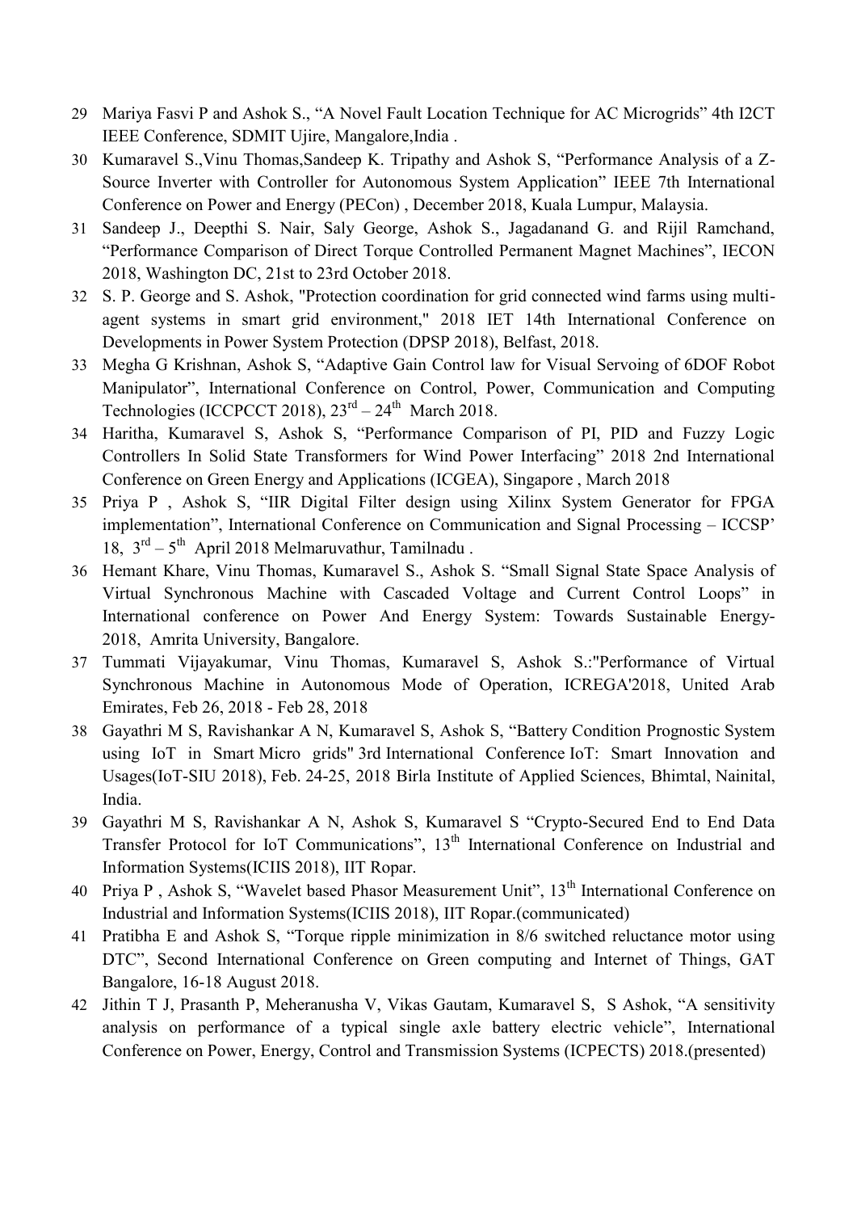29 Mariya Fasvi P and Ashok S., "A Novel Fault Location Technique for AC Microgrids" 4th I2CT IEEE Conference, SDMIT Ujire, Mangalore,India .

30 Kumaravel S.,Vinu Thomas,Sandeep K. Tripathy and Ashok S, "Performance Analysis of a Z-Source Inverter with Controller for Autonomous System Application" IEEE 7th International Conference on Power and Energy (PECon) , December 2018, Kuala Lumpur, Malaysia.

31 Sandeep J., Deepthi S. Nair, Saly George, Ashok S., Jagadanand G. and Rijil Ramchand, "Performance Comparison of Direct Torque Controlled Permanent Magnet Machines", IECON 2018, Washington DC, 21st to 23rd October 2018.

32 S. P. George and S. Ashok, "Protection coordination for grid connected wind farms using multi-agent systems in smart grid environment," 2018 IET 14th International Conference on Developments in Power System Protection (DPSP 2018), Belfast, 2018.

33 Megha G Krishnan, Ashok S, "Adaptive Gain Control law for Visual Servoing of 6DOF Robot Manipulator", International Conference on Control, Power, Communication and Computing Technologies (ICCPCCT 2018), 23rd – 24th March 2018.

34 Haritha, Kumaravel S, Ashok S, "Performance Comparison of PI, PID and Fuzzy Logic Controllers In Solid State Transformers for Wind Power Interfacing" 2018 2nd International Conference on Green Energy and Applications (ICGEA), Singapore , March 2018

35 Priya P , Ashok S, "IIR Digital Filter design using Xilinx System Generator for FPGA implementation", International Conference on Communication and Signal Processing – ICCSP' 18, 3rd – 5th April 2018 Melmaruvathur, Tamilnadu .

36 Hemant Khare, Vinu Thomas, Kumaravel S., Ashok S. "Small Signal State Space Analysis of Virtual Synchronous Machine with Cascaded Voltage and Current Control Loops" in International conference on Power And Energy System: Towards Sustainable Energy-2018, Amrita University, Bangalore.

37 Tummati Vijayakumar, Vinu Thomas, Kumaravel S, Ashok S.:"Performance of Virtual Synchronous Machine in Autonomous Mode of Operation, ICREGA'2018, United Arab Emirates, Feb 26, 2018 - Feb 28, 2018

38 Gayathri M S, Ravishankar A N, Kumaravel S, Ashok S, "Battery Condition Prognostic System using IoT in Smart Micro grids" 3rd International Conference IoT: Smart Innovation and Usages(IoT-SIU 2018), Feb. 24-25, 2018 Birla Institute of Applied Sciences, Bhimtal, Nainital, India.

39 Gayathri M S, Ravishankar A N, Ashok S, Kumaravel S "Crypto-Secured End to End Data Transfer Protocol for IoT Communications", 13th International Conference on Industrial and Information Systems(ICIIS 2018), IIT Ropar.

40 Priya P , Ashok S, "Wavelet based Phasor Measurement Unit", 13th International Conference on Industrial and Information Systems(ICIIS 2018), IIT Ropar.(communicated)

41 Pratibha E and Ashok S, "Torque ripple minimization in 8/6 switched reluctance motor using DTC", Second International Conference on Green computing and Internet of Things, GAT Bangalore, 16-18 August 2018.

42 Jithin T J, Prasanth P, Meheranusha V, Vikas Gautam, Kumaravel S, S Ashok, "A sensitivity analysis on performance of a typical single axle battery electric vehicle", International Conference on Power, Energy, Control and Transmission Systems (ICPECTS) 2018.(presented)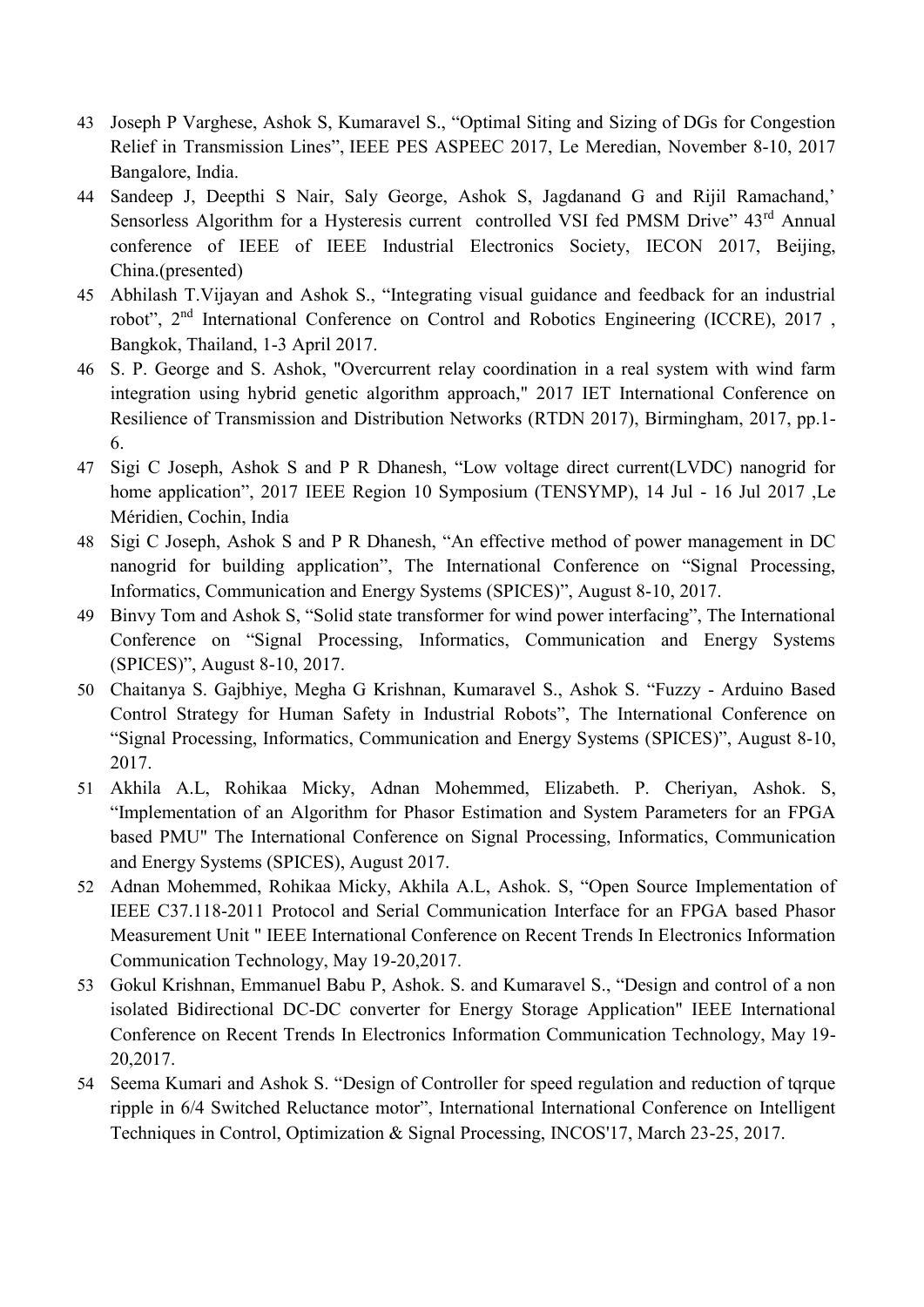43 Joseph P Varghese, Ashok S, Kumaravel S., "Optimal Siting and Sizing of DGs for Congestion Relief in Transmission Lines", IEEE PES ASPEEC 2017, Le Meredian, November 8-10, 2017 Bangalore, India.

44 Sandeep J, Deepthi S Nair, Saly George, Ashok S, Jagdanand G and Rijil Ramachand,' Sensorless Algorithm for a Hysteresis current controlled VSI fed PMSM Drive" 43rd Annual conference of IEEE of IEEE Industrial Electronics Society, IECON 2017, Beijing, China.(presented)

45 Abhilash T.Vijayan and Ashok S., "Integrating visual guidance and feedback for an industrial robot", 2nd International Conference on Control and Robotics Engineering (ICCRE), 2017 , Bangkok, Thailand, 1-3 April 2017.

46 S. P. George and S. Ashok, "Overcurrent relay coordination in a real system with wind farm integration using hybrid genetic algorithm approach," 2017 IET International Conference on Resilience of Transmission and Distribution Networks (RTDN 2017), Birmingham, 2017, pp.1-6.

47 Sigi C Joseph, Ashok S and P R Dhanesh, "Low voltage direct current(LVDC) nanogrid for home application", 2017 IEEE Region 10 Symposium (TENSYMP), 14 Jul - 16 Jul 2017 ,Le Méridien, Cochin, India

48 Sigi C Joseph, Ashok S and P R Dhanesh, "An effective method of power management in DC nanogrid for building application", The International Conference on "Signal Processing, Informatics, Communication and Energy Systems (SPICES)", August 8-10, 2017.

49 Binvy Tom and Ashok S, "Solid state transformer for wind power interfacing", The International Conference on "Signal Processing, Informatics, Communication and Energy Systems (SPICES)", August 8-10, 2017.

50 Chaitanya S. Gajbhiye, Megha G Krishnan, Kumaravel S., Ashok S. "Fuzzy - Arduino Based Control Strategy for Human Safety in Industrial Robots", The International Conference on "Signal Processing, Informatics, Communication and Energy Systems (SPICES)", August 8-10, 2017.

51 Akhila A.L, Rohikaa Micky, Adnan Mohemmed, Elizabeth. P. Cheriyan, Ashok. S, "Implementation of an Algorithm for Phasor Estimation and System Parameters for an FPGA based PMU" The International Conference on Signal Processing, Informatics, Communication and Energy Systems (SPICES), August 2017.

52 Adnan Mohemmed, Rohikaa Micky, Akhila A.L, Ashok. S, "Open Source Implementation of IEEE C37.118-2011 Protocol and Serial Communication Interface for an FPGA based Phasor Measurement Unit " IEEE International Conference on Recent Trends In Electronics Information Communication Technology, May 19-20,2017.

53 Gokul Krishnan, Emmanuel Babu P, Ashok. S. and Kumaravel S., "Design and control of a non isolated Bidirectional DC-DC converter for Energy Storage Application" IEEE International Conference on Recent Trends In Electronics Information Communication Technology, May 19-20,2017.

54 Seema Kumari and Ashok S. "Design of Controller for speed regulation and reduction of tqrque ripple in 6/4 Switched Reluctance motor", International International Conference on Intelligent Techniques in Control, Optimization & Signal Processing, INCOS'17, March 23-25, 2017.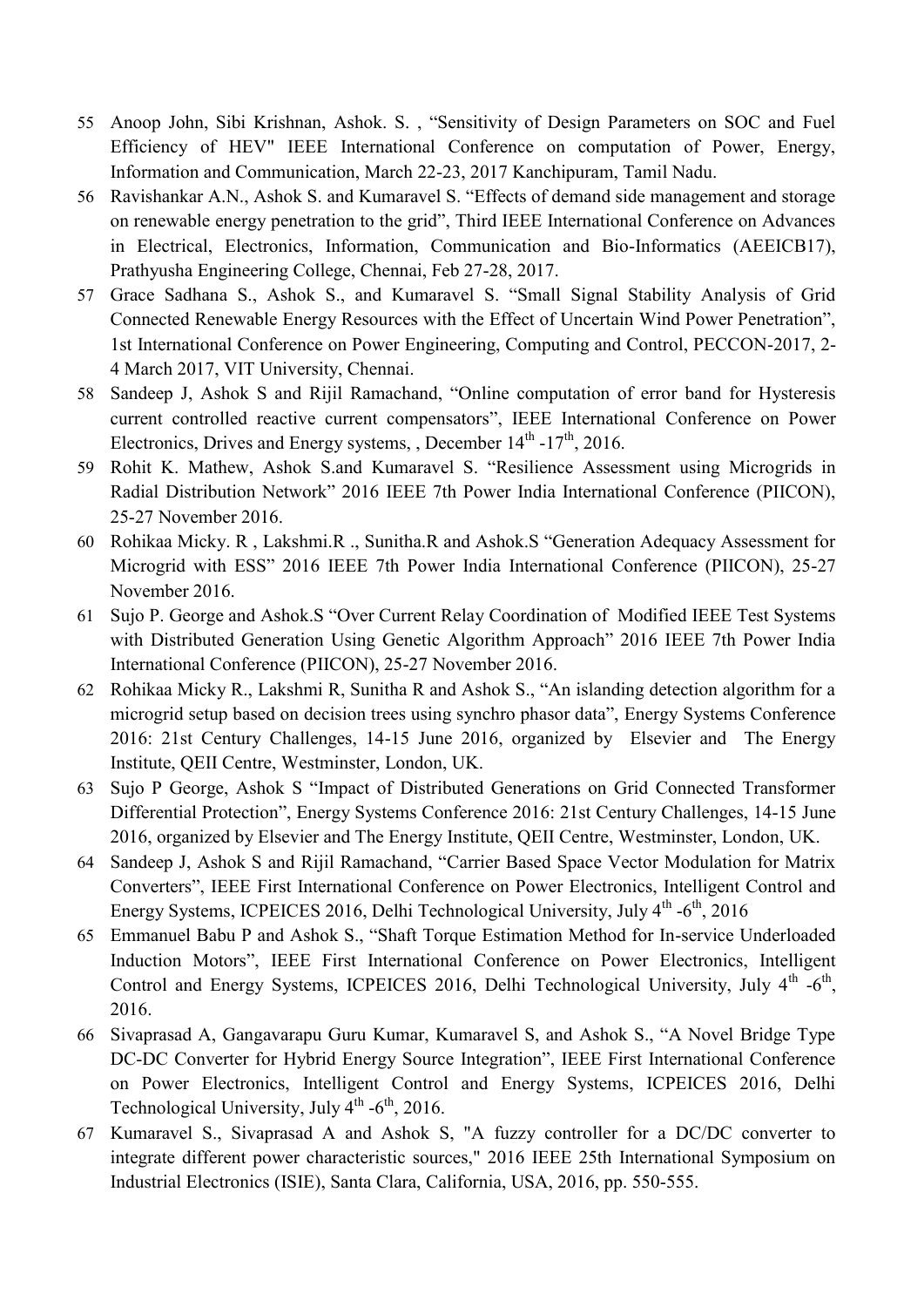55 Anoop John, Sibi Krishnan, Ashok. S. , "Sensitivity of Design Parameters on SOC and Fuel Efficiency of HEV" IEEE International Conference on computation of Power, Energy, Information and Communication, March 22-23, 2017 Kanchipuram, Tamil Nadu.

56 Ravishankar A.N., Ashok S. and Kumaravel S. "Effects of demand side management and storage on renewable energy penetration to the grid", Third IEEE International Conference on Advances in Electrical, Electronics, Information, Communication and Bio-Informatics (AEEICB17), Prathyusha Engineering College, Chennai, Feb 27-28, 2017.

57 Grace Sadhana S., Ashok S., and Kumaravel S. "Small Signal Stability Analysis of Grid Connected Renewable Energy Resources with the Effect of Uncertain Wind Power Penetration", 1st International Conference on Power Engineering, Computing and Control, PECCON-2017, 2-4 March 2017, VIT University, Chennai.

58 Sandeep J, Ashok S and Rijil Ramachand, "Online computation of error band for Hysteresis current controlled reactive current compensators", IEEE International Conference on Power Electronics, Drives and Energy systems, , December 14th -17th, 2016.

59 Rohit K. Mathew, Ashok S.and Kumaravel S. "Resilience Assessment using Microgrids in Radial Distribution Network" 2016 IEEE 7th Power India International Conference (PIICON), 25-27 November 2016.

60 Rohikaa Micky. R , Lakshmi.R ., Sunitha.R and Ashok.S "Generation Adequacy Assessment for Microgrid with ESS" 2016 IEEE 7th Power India International Conference (PIICON), 25-27 November 2016.

61 Sujo P. George and Ashok.S "Over Current Relay Coordination of Modified IEEE Test Systems with Distributed Generation Using Genetic Algorithm Approach" 2016 IEEE 7th Power India International Conference (PIICON), 25-27 November 2016.

62 Rohikaa Micky R., Lakshmi R, Sunitha R and Ashok S., "An islanding detection algorithm for a microgrid setup based on decision trees using synchro phasor data", Energy Systems Conference 2016: 21st Century Challenges, 14-15 June 2016, organized by Elsevier and The Energy Institute, QEII Centre, Westminster, London, UK.

63 Sujo P George, Ashok S "Impact of Distributed Generations on Grid Connected Transformer Differential Protection", Energy Systems Conference 2016: 21st Century Challenges, 14-15 June 2016, organized by Elsevier and The Energy Institute, QEII Centre, Westminster, London, UK.

64 Sandeep J, Ashok S and Rijil Ramachand, "Carrier Based Space Vector Modulation for Matrix Converters", IEEE First International Conference on Power Electronics, Intelligent Control and Energy Systems, ICPEICES 2016, Delhi Technological University, July 4th -6th, 2016

65 Emmanuel Babu P and Ashok S., "Shaft Torque Estimation Method for In-service Underloaded Induction Motors", IEEE First International Conference on Power Electronics, Intelligent Control and Energy Systems, ICPEICES 2016, Delhi Technological University, July 4th -6th, 2016.

66 Sivaprasad A, Gangavarapu Guru Kumar, Kumaravel S, and Ashok S., "A Novel Bridge Type DC-DC Converter for Hybrid Energy Source Integration", IEEE First International Conference on Power Electronics, Intelligent Control and Energy Systems, ICPEICES 2016, Delhi Technological University, July 4th -6th, 2016.

67 Kumaravel S., Sivaprasad A and Ashok S, "A fuzzy controller for a DC/DC converter to integrate different power characteristic sources," 2016 IEEE 25th International Symposium on Industrial Electronics (ISIE), Santa Clara, California, USA, 2016, pp. 550-555.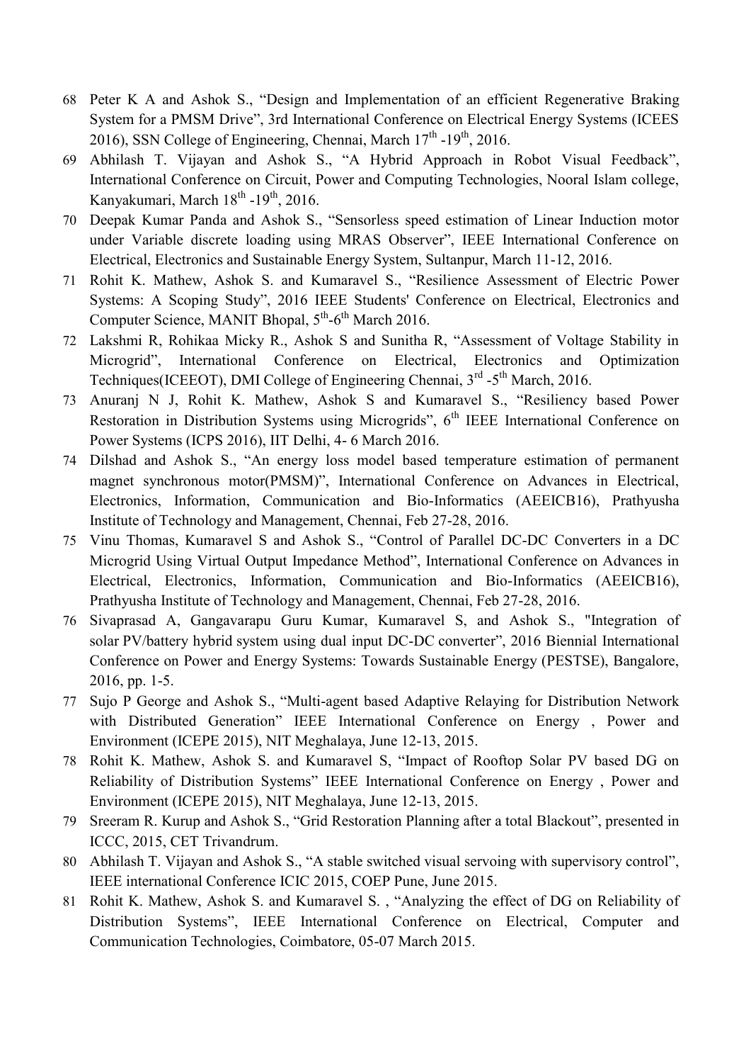68 Peter K A and Ashok S., "Design and Implementation of an efficient Regenerative Braking System for a PMSM Drive", 3rd International Conference on Electrical Energy Systems (ICEES 2016), SSN College of Engineering, Chennai, March $17^{th}$ -$19^{th}$, 2016.

69 Abhilash T. Vijayan and Ashok S., "A Hybrid Approach in Robot Visual Feedback", International Conference on Circuit, Power and Computing Technologies, Nooral Islam college, Kanyakumari, March $18^{th}$ -$19^{th}$, 2016.

70 Deepak Kumar Panda and Ashok S., "Sensorless speed estimation of Linear Induction motor under Variable discrete loading using MRAS Observer", IEEE International Conference on Electrical, Electronics and Sustainable Energy System, Sultanpur, March 11-12, 2016.

71 Rohit K. Mathew, Ashok S. and Kumaravel S., "Resilience Assessment of Electric Power Systems: A Scoping Study", 2016 IEEE Students' Conference on Electrical, Electronics and Computer Science, MANIT Bhopal, $5^{th}$-$6^{th}$ March 2016.

72 Lakshmi R, Rohikaa Micky R., Ashok S and Sunitha R, "Assessment of Voltage Stability in Microgrid", International Conference on Electrical, Electronics and Optimization Techniques(ICEEOT), DMI College of Engineering Chennai, $3^{rd}$ -$5^{th}$ March, 2016.

73 Anuranj N J, Rohit K. Mathew, Ashok S and Kumaravel S., "Resiliency based Power Restoration in Distribution Systems using Microgrids", $6^{th}$ IEEE International Conference on Power Systems (ICPS 2016), IIT Delhi, 4- 6 March 2016.

74 Dilshad and Ashok S., "An energy loss model based temperature estimation of permanent magnet synchronous motor(PMSM)", International Conference on Advances in Electrical, Electronics, Information, Communication and Bio-Informatics (AEEICB16), Prathyusha Institute of Technology and Management, Chennai, Feb 27-28, 2016.

75 Vinu Thomas, Kumaravel S and Ashok S., "Control of Parallel DC-DC Converters in a DC Microgrid Using Virtual Output Impedance Method", International Conference on Advances in Electrical, Electronics, Information, Communication and Bio-Informatics (AEEICB16), Prathyusha Institute of Technology and Management, Chennai, Feb 27-28, 2016.

76 Sivaprasad A, Gangavarapu Guru Kumar, Kumaravel S, and Ashok S., "Integration of solar PV/battery hybrid system using dual input DC-DC converter", 2016 Biennial International Conference on Power and Energy Systems: Towards Sustainable Energy (PESTSE), Bangalore, 2016, pp. 1-5.

77 Sujo P George and Ashok S., "Multi-agent based Adaptive Relaying for Distribution Network with Distributed Generation" IEEE International Conference on Energy , Power and Environment (ICEPE 2015), NIT Meghalaya, June 12-13, 2015.

78 Rohit K. Mathew, Ashok S. and Kumaravel S, "Impact of Rooftop Solar PV based DG on Reliability of Distribution Systems" IEEE International Conference on Energy , Power and Environment (ICEPE 2015), NIT Meghalaya, June 12-13, 2015.

79 Sreeram R. Kurup and Ashok S., "Grid Restoration Planning after a total Blackout", presented in ICCC, 2015, CET Trivandrum.

80 Abhilash T. Vijayan and Ashok S., "A stable switched visual servoing with supervisory control", IEEE international Conference ICIC 2015, COEP Pune, June 2015.

81 Rohit K. Mathew, Ashok S. and Kumaravel S. , "Analyzing the effect of DG on Reliability of Distribution Systems", IEEE International Conference on Electrical, Computer and Communication Technologies, Coimbatore, 05-07 March 2015.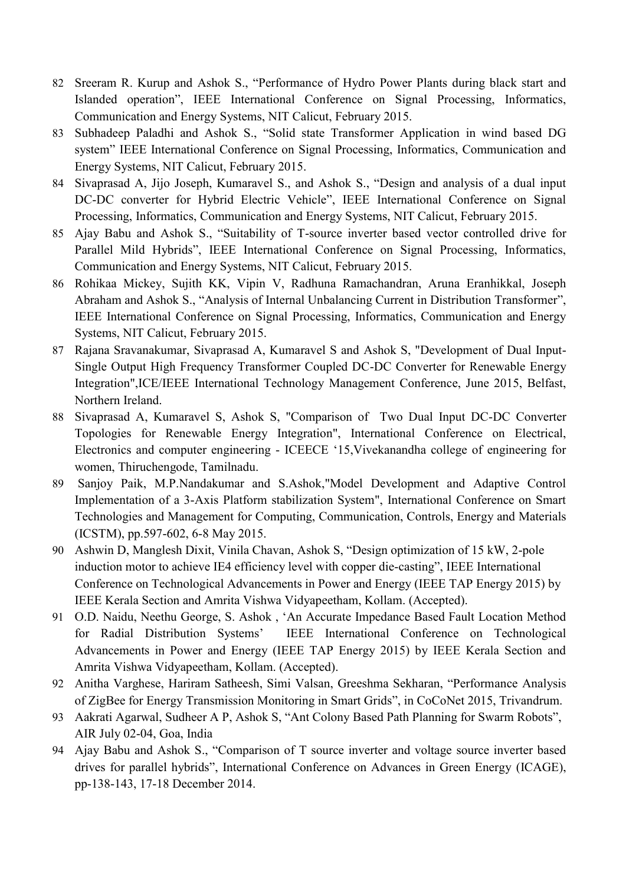82 Sreeram R. Kurup and Ashok S., “Performance of Hydro Power Plants during black start and Islanded operation”, IEEE International Conference on Signal Processing, Informatics, Communication and Energy Systems, NIT Calicut, February 2015.

83 Subhadeep Paladhi and Ashok S., “Solid state Transformer Application in wind based DG system” IEEE International Conference on Signal Processing, Informatics, Communication and Energy Systems, NIT Calicut, February 2015.

84 Sivaprasad A, Jijo Joseph, Kumaravel S., and Ashok S., “Design and analysis of a dual input DC-DC converter for Hybrid Electric Vehicle”, IEEE International Conference on Signal Processing, Informatics, Communication and Energy Systems, NIT Calicut, February 2015.

85 Ajay Babu and Ashok S., “Suitability of T-source inverter based vector controlled drive for Parallel Mild Hybrids”, IEEE International Conference on Signal Processing, Informatics, Communication and Energy Systems, NIT Calicut, February 2015.

86 Rohikaa Mickey, Sujith KK, Vipin V, Radhuna Ramachandran, Aruna Eranhikkal, Joseph Abraham and Ashok S., “Analysis of Internal Unbalancing Current in Distribution Transformer”, IEEE International Conference on Signal Processing, Informatics, Communication and Energy Systems, NIT Calicut, February 2015.

87 Rajana Sravanakumar, Sivaprasad A, Kumaravel S and Ashok S, "Development of Dual Input-Single Output High Frequency Transformer Coupled DC-DC Converter for Renewable Energy Integration",ICE/IEEE International Technology Management Conference, June 2015, Belfast, Northern Ireland.

88 Sivaprasad A, Kumaravel S, Ashok S, "Comparison of Two Dual Input DC-DC Converter Topologies for Renewable Energy Integration", International Conference on Electrical, Electronics and computer engineering - ICEECE ‘15,Vivekanandha college of engineering for women, Thiruchengode, Tamilnadu.

89 Sanjoy Paik, M.P.Nandakumar and S.Ashok,"Model Development and Adaptive Control Implementation of a 3-Axis Platform stabilization System", International Conference on Smart Technologies and Management for Computing, Communication, Controls, Energy and Materials (ICSTM), pp.597-602, 6-8 May 2015.

90 Ashwin D, Manglesh Dixit, Vinila Chavan, Ashok S, “Design optimization of 15 kW, 2-pole induction motor to achieve IE4 efficiency level with copper die-casting”, IEEE International Conference on Technological Advancements in Power and Energy (IEEE TAP Energy 2015) by IEEE Kerala Section and Amrita Vishwa Vidyapeetham, Kollam. (Accepted).

91 O.D. Naidu, Neethu George, S. Ashok , ‘An Accurate Impedance Based Fault Location Method for Radial Distribution Systems’ IEEE International Conference on Technological Advancements in Power and Energy (IEEE TAP Energy 2015) by IEEE Kerala Section and Amrita Vishwa Vidyapeetham, Kollam. (Accepted).

92 Anitha Varghese, Hariram Satheesh, Simi Valsan, Greeshma Sekharan, “Performance Analysis of ZigBee for Energy Transmission Monitoring in Smart Grids”, in CoCoNet 2015, Trivandrum.

93 Aakrati Agarwal, Sudheer A P, Ashok S, “Ant Colony Based Path Planning for Swarm Robots”, AIR July 02-04, Goa, India

94 Ajay Babu and Ashok S., “Comparison of T source inverter and voltage source inverter based drives for parallel hybrids”, International Conference on Advances in Green Energy (ICAGE), pp-138-143, 17-18 December 2014.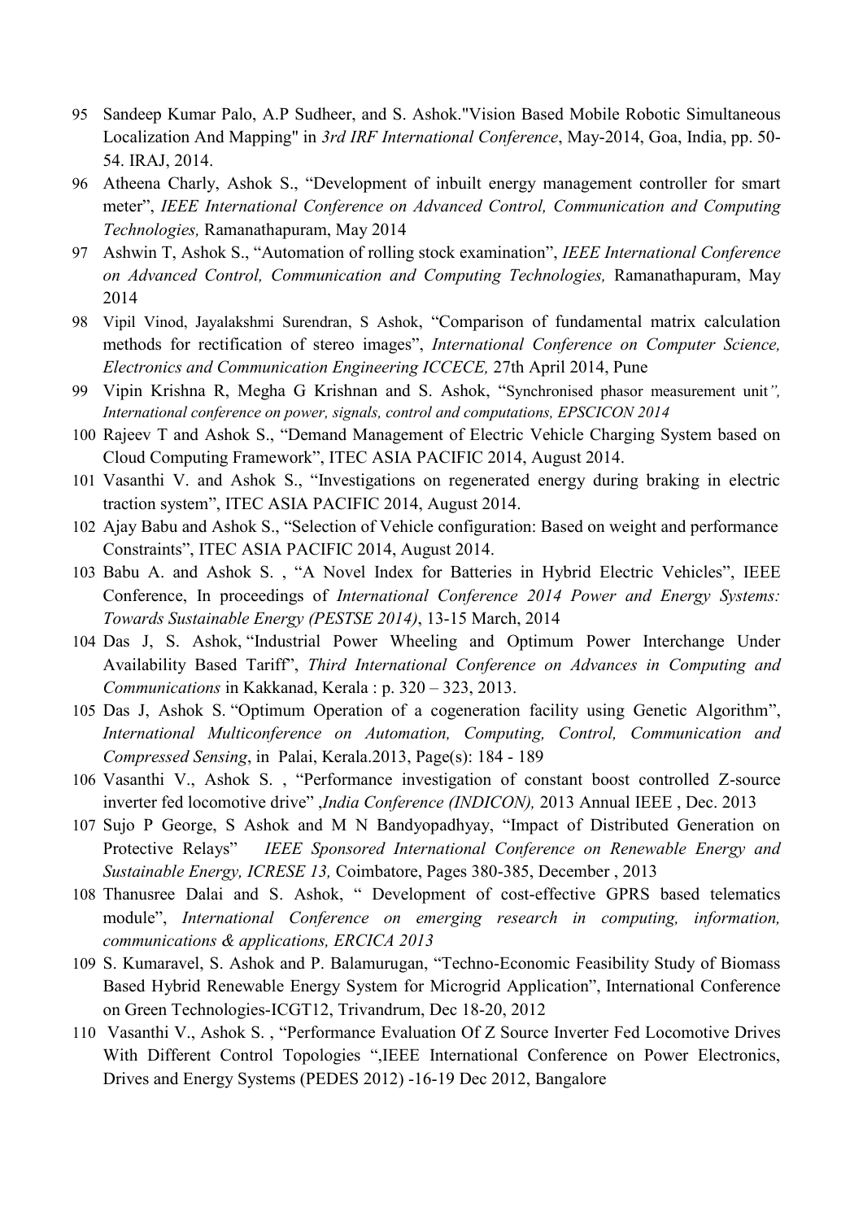95 Sandeep Kumar Palo, A.P Sudheer, and S. Ashok."Vision Based Mobile Robotic Simultaneous Localization And Mapping" in *3rd IRF International Conference*, May-2014, Goa, India, pp. 50-54. IRAJ, 2014.

96 Atheena Charly, Ashok S., "Development of inbuilt energy management controller for smart meter", *IEEE International Conference on Advanced Control, Communication and Computing Technologies,* Ramanathapuram, May 2014

97 Ashwin T, Ashok S., "Automation of rolling stock examination", *IEEE International Conference on Advanced Control, Communication and Computing Technologies,* Ramanathapuram, May 2014

98 Vipil Vinod, Jayalakshmi Surendran, S Ashok, "Comparison of fundamental matrix calculation methods for rectification of stereo images", *International Conference on Computer Science, Electronics and Communication Engineering ICCECE,* 27th April 2014, Pune

99 Vipin Krishna R, Megha G Krishnan and S. Ashok, "Synchronised phasor measurement unit*", International conference on power, signals, control and computations, EPSCICON 2014*

100 Rajeev T and Ashok S., "Demand Management of Electric Vehicle Charging System based on Cloud Computing Framework", ITEC ASIA PACIFIC 2014, August 2014.

101 Vasanthi V. and Ashok S., "Investigations on regenerated energy during braking in electric traction system", ITEC ASIA PACIFIC 2014, August 2014.

102 Ajay Babu and Ashok S., "Selection of Vehicle configuration: Based on weight and performance Constraints", ITEC ASIA PACIFIC 2014, August 2014.

103 Babu A. and Ashok S. , "A Novel Index for Batteries in Hybrid Electric Vehicles", IEEE Conference, In proceedings of *International Conference 2014 Power and Energy Systems: Towards Sustainable Energy (PESTSE 2014)*, 13-15 March, 2014

104 Das J, S. Ashok, "Industrial Power Wheeling and Optimum Power Interchange Under Availability Based Tariff", *Third International Conference on Advances in Computing and Communications* in Kakkanad, Kerala : p. 320 – 323, 2013.

105 Das J, Ashok S. "Optimum Operation of a cogeneration facility using Genetic Algorithm", *International Multiconference on Automation, Computing, Control, Communication and Compressed Sensing*, in Palai, Kerala.2013, Page(s): 184 - 189

106 Vasanthi V., Ashok S. , "Performance investigation of constant boost controlled Z-source inverter fed locomotive drive" ,*India Conference (INDICON),* 2013 Annual IEEE , Dec. 2013

107 Sujo P George, S Ashok and M N Bandyopadhyay, "Impact of Distributed Generation on Protective Relays" *IEEE Sponsored International Conference on Renewable Energy and Sustainable Energy, ICRESE 13,* Coimbatore, Pages 380-385, December , 2013

108 Thanusree Dalai and S. Ashok, " Development of cost-effective GPRS based telematics module", *International Conference on emerging research in computing, information, communications & applications, ERCICA 2013*

109 S. Kumaravel, S. Ashok and P. Balamurugan, "Techno-Economic Feasibility Study of Biomass Based Hybrid Renewable Energy System for Microgrid Application", International Conference on Green Technologies-ICGT12, Trivandrum, Dec 18-20, 2012

110 Vasanthi V., Ashok S. , "Performance Evaluation Of Z Source Inverter Fed Locomotive Drives With Different Control Topologies ",IEEE International Conference on Power Electronics, Drives and Energy Systems (PEDES 2012) -16-19 Dec 2012, Bangalore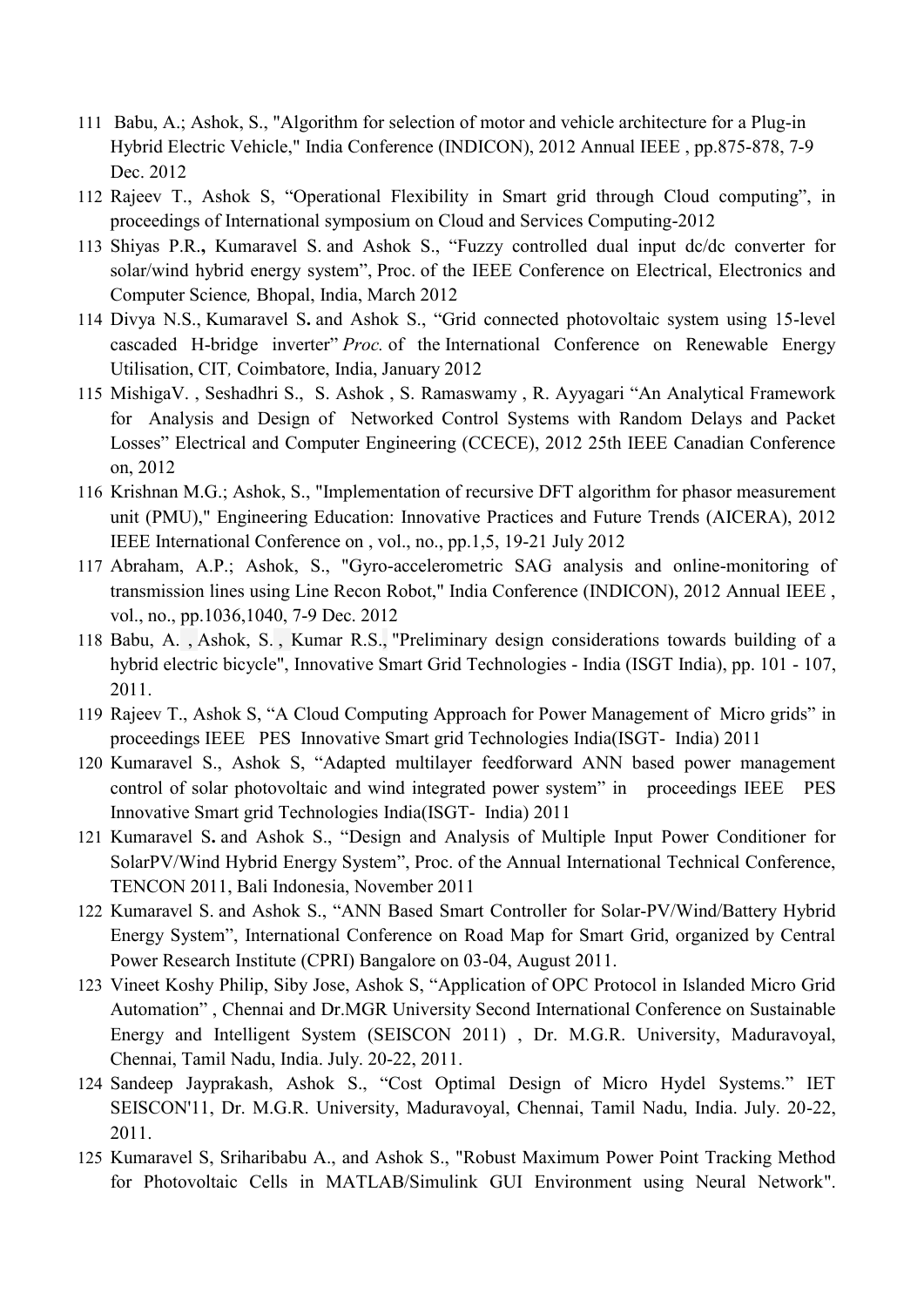111 Babu, A.; Ashok, S., "Algorithm for selection of motor and vehicle architecture for a Plug-in Hybrid Electric Vehicle," India Conference (INDICON), 2012 Annual IEEE , pp.875-878, 7-9 Dec. 2012

112 Rajeev T., Ashok S, "Operational Flexibility in Smart grid through Cloud computing", in proceedings of International symposium on Cloud and Services Computing-2012

113 Shiyas P.R.**,** Kumaravel S. and Ashok S., "Fuzzy controlled dual input dc/dc converter for solar/wind hybrid energy system", Proc. of the IEEE Conference on Electrical, Electronics and Computer Science*,* Bhopal, India, March 2012

114 Divya N.S., Kumaravel S**.** and Ashok S., "Grid connected photovoltaic system using 15-level cascaded H-bridge inverter" *Proc.* of the International Conference on Renewable Energy Utilisation, CIT*,* Coimbatore, India, January 2012

115 MishigaV. , Seshadhri S., S. Ashok , S. Ramaswamy , R. Ayyagari "An Analytical Framework for Analysis and Design of Networked Control Systems with Random Delays and Packet Losses" Electrical and Computer Engineering (CCECE), 2012 25th IEEE Canadian Conference on, 2012

116 Krishnan M.G.; Ashok, S., "Implementation of recursive DFT algorithm for phasor measurement unit (PMU)," Engineering Education: Innovative Practices and Future Trends (AICERA), 2012 IEEE International Conference on , vol., no., pp.1,5, 19-21 July 2012

117 Abraham, A.P.; Ashok, S., "Gyro-accelerometric SAG analysis and online-monitoring of transmission lines using Line Recon Robot," India Conference (INDICON), 2012 Annual IEEE , vol., no., pp.1036,1040, 7-9 Dec. 2012

118 Babu, A. , Ashok, S. , Kumar R.S., "Preliminary design considerations towards building of a hybrid electric bicycle", Innovative Smart Grid Technologies - India (ISGT India), pp. 101 - 107, 2011.

119 Rajeev T., Ashok S, "A Cloud Computing Approach for Power Management of Micro grids" in proceedings IEEE PES Innovative Smart grid Technologies India(ISGT- India) 2011

120 Kumaravel S., Ashok S, "Adapted multilayer feedforward ANN based power management control of solar photovoltaic and wind integrated power system" in proceedings IEEE PES Innovative Smart grid Technologies India(ISGT- India) 2011

121 Kumaravel S**.** and Ashok S., "Design and Analysis of Multiple Input Power Conditioner for SolarPV/Wind Hybrid Energy System", Proc. of the Annual International Technical Conference, TENCON 2011, Bali Indonesia, November 2011

122 Kumaravel S. and Ashok S., "ANN Based Smart Controller for Solar-PV/Wind/Battery Hybrid Energy System", International Conference on Road Map for Smart Grid, organized by Central Power Research Institute (CPRI) Bangalore on 03-04, August 2011.

123 Vineet Koshy Philip, Siby Jose, Ashok S, "Application of OPC Protocol in Islanded Micro Grid Automation" , Chennai and Dr.MGR University Second International Conference on Sustainable Energy and Intelligent System (SEISCON 2011) , Dr. M.G.R. University, Maduravoyal, Chennai, Tamil Nadu, India. July. 20-22, 2011.

124 Sandeep Jayprakash, Ashok S., "Cost Optimal Design of Micro Hydel Systems." IET SEISCON'11, Dr. M.G.R. University, Maduravoyal, Chennai, Tamil Nadu, India. July. 20-22, 2011.

125 Kumaravel S, Sriharibabu A., and Ashok S., "Robust Maximum Power Point Tracking Method for Photovoltaic Cells in MATLAB/Simulink GUI Environment using Neural Network".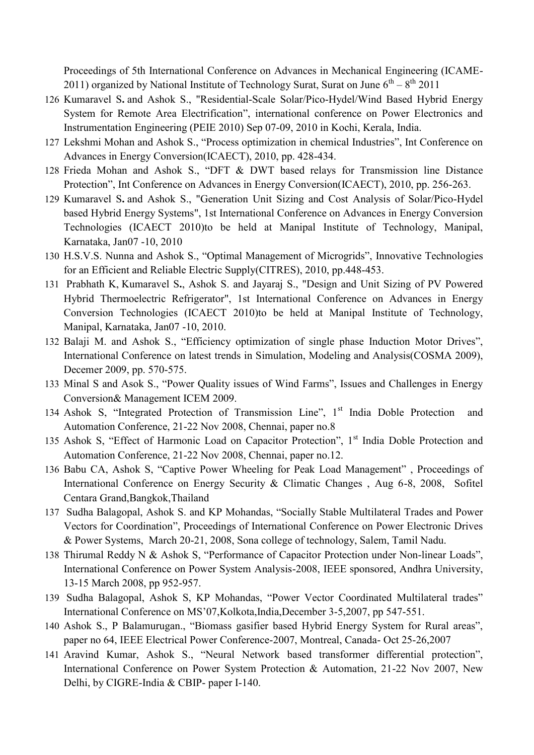Proceedings of 5th International Conference on Advances in Mechanical Engineering (ICAME-2011) organized by National Institute of Technology Surat, Surat on June $6^{th}$ – $8^{th}$ 2011

126 Kumaravel S**.** and Ashok S., "Residential-Scale Solar/Pico-Hydel/Wind Based Hybrid Energy System for Remote Area Electrification", international conference on Power Electronics and Instrumentation Engineering (PEIE 2010) Sep 07-09, 2010 in Kochi, Kerala, India.

127 Lekshmi Mohan and Ashok S., "Process optimization in chemical Industries", Int Conference on Advances in Energy Conversion(ICAECT), 2010, pp. 428-434.

128 Frieda Mohan and Ashok S., "DFT & DWT based relays for Transmission line Distance Protection", Int Conference on Advances in Energy Conversion(ICAECT), 2010, pp. 256-263.

129 Kumaravel S**.** and Ashok S., "Generation Unit Sizing and Cost Analysis of Solar/Pico-Hydel based Hybrid Energy Systems", 1st International Conference on Advances in Energy Conversion Technologies (ICAECT 2010)to be held at Manipal Institute of Technology, Manipal, Karnataka, Jan07 -10, 2010

130 H.S.V.S. Nunna and Ashok S., "Optimal Management of Microgrids", Innovative Technologies for an Efficient and Reliable Electric Supply(CITRES), 2010, pp.448-453.

131 Prabhath K, Kumaravel S**.**, Ashok S. and Jayaraj S., "Design and Unit Sizing of PV Powered Hybrid Thermoelectric Refrigerator", 1st International Conference on Advances in Energy Conversion Technologies (ICAECT 2010)to be held at Manipal Institute of Technology, Manipal, Karnataka, Jan07 -10, 2010.

132 Balaji M. and Ashok S., "Efficiency optimization of single phase Induction Motor Drives", International Conference on latest trends in Simulation, Modeling and Analysis(COSMA 2009), Decemer 2009, pp. 570-575.

133 Minal S and Asok S., "Power Quality issues of Wind Farms", Issues and Challenges in Energy Conversion& Management ICEM 2009.

134 Ashok S, "Integrated Protection of Transmission Line", 1st India Doble Protection and Automation Conference, 21-22 Nov 2008, Chennai, paper no.8

135 Ashok S, "Effect of Harmonic Load on Capacitor Protection", 1st India Doble Protection and Automation Conference, 21-22 Nov 2008, Chennai, paper no.12.

136 Babu CA, Ashok S, "Captive Power Wheeling for Peak Load Management" , Proceedings of International Conference on Energy Security & Climatic Changes , Aug 6-8, 2008, Sofitel Centara Grand,Bangkok,Thailand

137 Sudha Balagopal, Ashok S. and KP Mohandas, "Socially Stable Multilateral Trades and Power Vectors for Coordination", Proceedings of International Conference on Power Electronic Drives & Power Systems, March 20-21, 2008, Sona college of technology, Salem, Tamil Nadu.

138 Thirumal Reddy N & Ashok S, "Performance of Capacitor Protection under Non-linear Loads", International Conference on Power System Analysis-2008, IEEE sponsored, Andhra University, 13-15 March 2008, pp 952-957.

139 Sudha Balagopal, Ashok S, KP Mohandas, "Power Vector Coordinated Multilateral trades" International Conference on MS'07,Kolkota,India,December 3-5,2007, pp 547-551.

140 Ashok S., P Balamurugan., "Biomass gasifier based Hybrid Energy System for Rural areas", paper no 64, IEEE Electrical Power Conference-2007, Montreal, Canada- Oct 25-26,2007

141 Aravind Kumar, Ashok S., "Neural Network based transformer differential protection", International Conference on Power System Protection & Automation, 21-22 Nov 2007, New Delhi, by CIGRE-India & CBIP- paper I-140.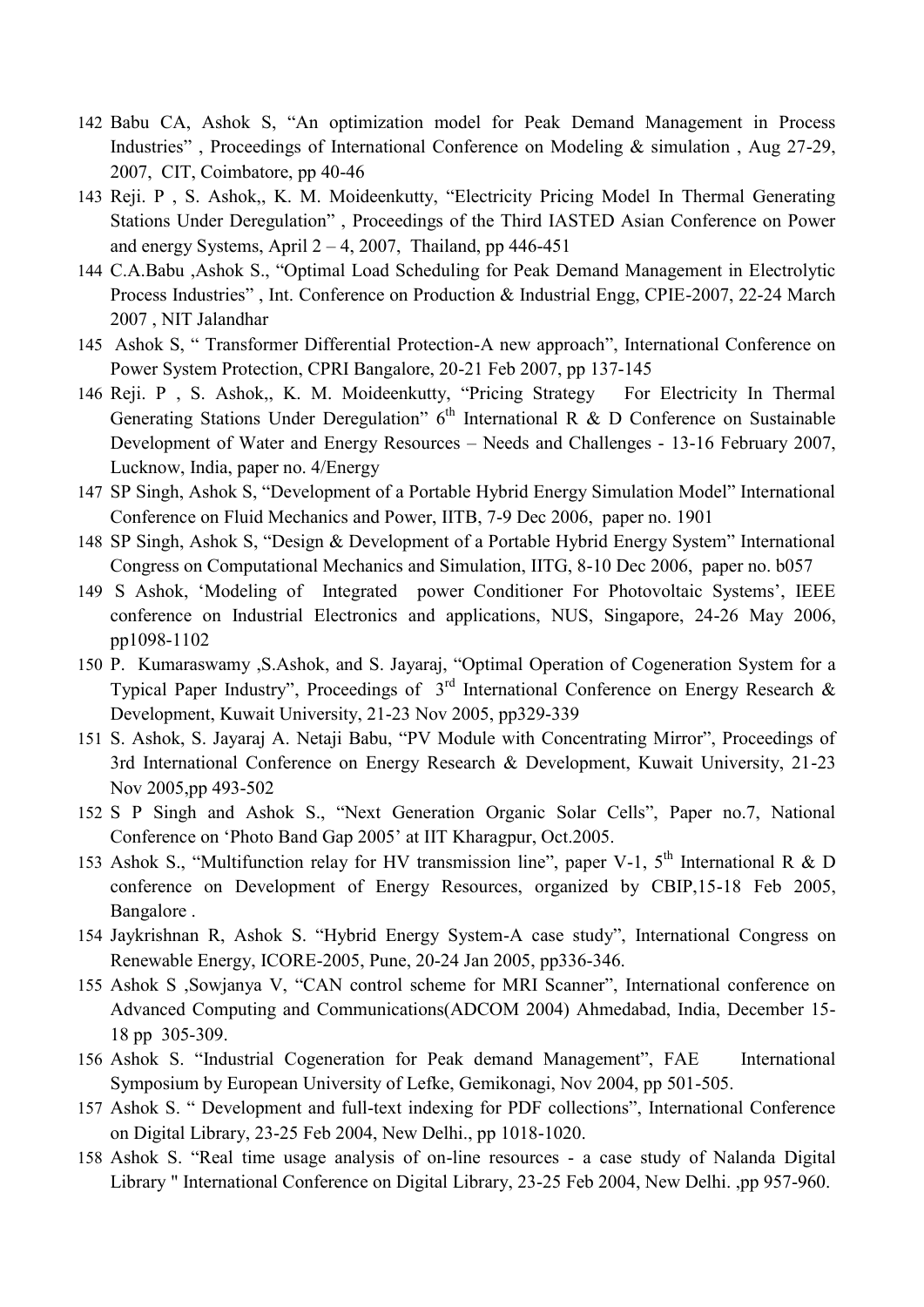142 Babu CA, Ashok S, "An optimization model for Peak Demand Management in Process Industries" , Proceedings of International Conference on Modeling & simulation , Aug 27-29, 2007, CIT, Coimbatore, pp 40-46

143 Reji. P , S. Ashok,, K. M. Moideenkutty, "Electricity Pricing Model In Thermal Generating Stations Under Deregulation" , Proceedings of the Third IASTED Asian Conference on Power and energy Systems, April 2 – 4, 2007, Thailand, pp 446-451

144 C.A.Babu ,Ashok S., "Optimal Load Scheduling for Peak Demand Management in Electrolytic Process Industries" , Int. Conference on Production & Industrial Engg, CPIE-2007, 22-24 March 2007 , NIT Jalandhar

145 Ashok S, " Transformer Differential Protection-A new approach", International Conference on Power System Protection, CPRI Bangalore, 20-21 Feb 2007, pp 137-145

146 Reji. P , S. Ashok,, K. M. Moideenkutty, "Pricing Strategy For Electricity In Thermal Generating Stations Under Deregulation" 6th International R & D Conference on Sustainable Development of Water and Energy Resources – Needs and Challenges - 13-16 February 2007, Lucknow, India, paper no. 4/Energy

147 SP Singh, Ashok S, "Development of a Portable Hybrid Energy Simulation Model" International Conference on Fluid Mechanics and Power, IITB, 7-9 Dec 2006, paper no. 1901

148 SP Singh, Ashok S, "Design & Development of a Portable Hybrid Energy System" International Congress on Computational Mechanics and Simulation, IITG, 8-10 Dec 2006, paper no. b057

149 S Ashok, 'Modeling of Integrated power Conditioner For Photovoltaic Systems', IEEE conference on Industrial Electronics and applications, NUS, Singapore, 24-26 May 2006, pp1098-1102

150 P. Kumaraswamy ,S.Ashok, and S. Jayaraj, "Optimal Operation of Cogeneration System for a Typical Paper Industry", Proceedings of 3rd International Conference on Energy Research & Development, Kuwait University, 21-23 Nov 2005, pp329-339

151 S. Ashok, S. Jayaraj A. Netaji Babu, "PV Module with Concentrating Mirror", Proceedings of 3rd International Conference on Energy Research & Development, Kuwait University, 21-23 Nov 2005,pp 493-502

152 S P Singh and Ashok S., "Next Generation Organic Solar Cells", Paper no.7, National Conference on 'Photo Band Gap 2005' at IIT Kharagpur, Oct.2005.

153 Ashok S., "Multifunction relay for HV transmission line", paper V-1, 5th International R & D conference on Development of Energy Resources, organized by CBIP,15-18 Feb 2005, Bangalore .

154 Jaykrishnan R, Ashok S. "Hybrid Energy System-A case study", International Congress on Renewable Energy, ICORE-2005, Pune, 20-24 Jan 2005, pp336-346.

155 Ashok S ,Sowjanya V, "CAN control scheme for MRI Scanner", International conference on Advanced Computing and Communications(ADCOM 2004) Ahmedabad, India, December 15-18 pp 305-309.

156 Ashok S. "Industrial Cogeneration for Peak demand Management", FAE International Symposium by European University of Lefke, Gemikonagi, Nov 2004, pp 501-505.

157 Ashok S. " Development and full-text indexing for PDF collections", International Conference on Digital Library, 23-25 Feb 2004, New Delhi., pp 1018-1020.

158 Ashok S. "Real time usage analysis of on-line resources - a case study of Nalanda Digital Library " International Conference on Digital Library, 23-25 Feb 2004, New Delhi. ,pp 957-960.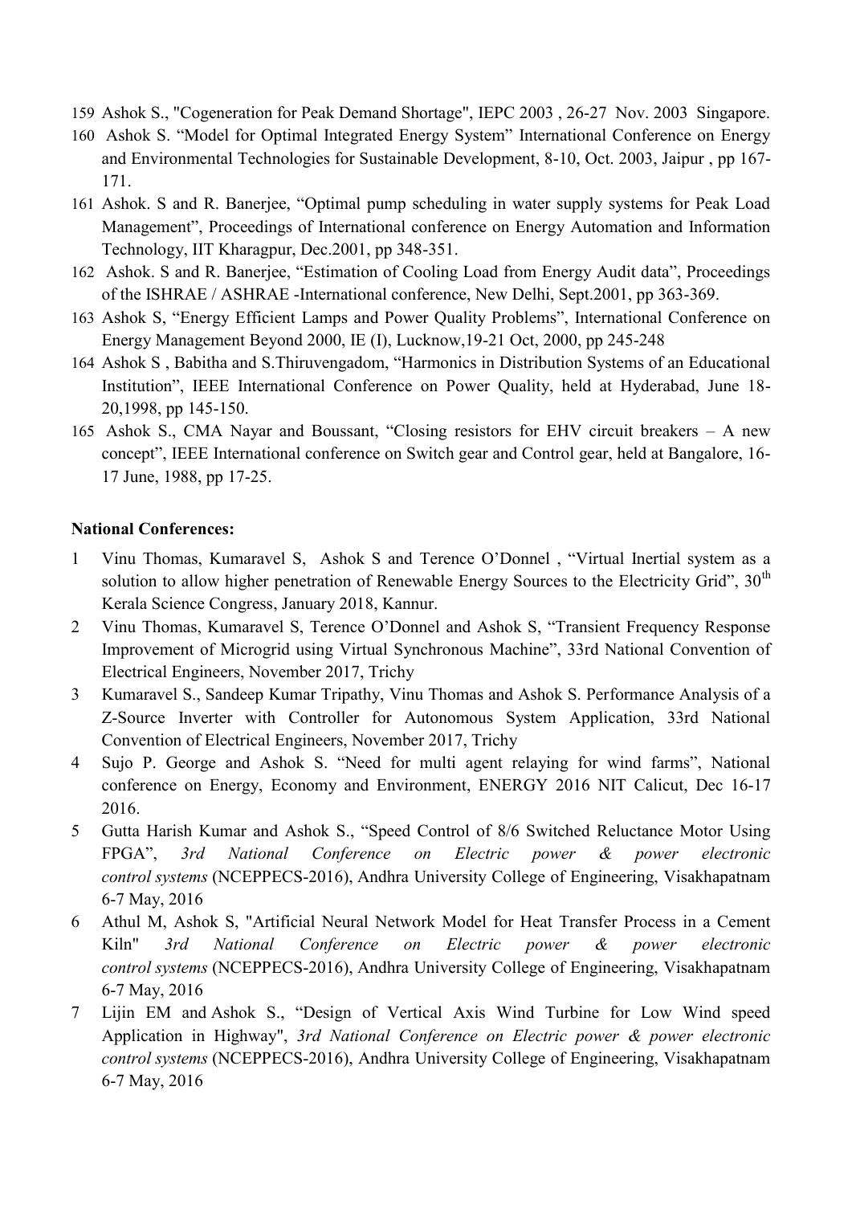159 Ashok S., "Cogeneration for Peak Demand Shortage", IEPC 2003 , 26-27 Nov. 2003 Singapore.

160 Ashok S. "Model for Optimal Integrated Energy System" International Conference on Energy and Environmental Technologies for Sustainable Development, 8-10, Oct. 2003, Jaipur , pp 167-171.

161 Ashok. S and R. Banerjee, "Optimal pump scheduling in water supply systems for Peak Load Management", Proceedings of International conference on Energy Automation and Information Technology, IIT Kharagpur, Dec.2001, pp 348-351.

162 Ashok. S and R. Banerjee, "Estimation of Cooling Load from Energy Audit data", Proceedings of the ISHRAE / ASHRAE -International conference, New Delhi, Sept.2001, pp 363-369.

163 Ashok S, "Energy Efficient Lamps and Power Quality Problems", International Conference on Energy Management Beyond 2000, IE (I), Lucknow,19-21 Oct, 2000, pp 245-248

164 Ashok S , Babitha and S.Thiruvengadom, "Harmonics in Distribution Systems of an Educational Institution", IEEE International Conference on Power Quality, held at Hyderabad, June 18-20,1998, pp 145-150.

165 Ashok S., CMA Nayar and Boussant, "Closing resistors for EHV circuit breakers – A new concept", IEEE International conference on Switch gear and Control gear, held at Bangalore, 16-17 June, 1988, pp 17-25.

**National Conferences:**

1 Vinu Thomas, Kumaravel S, Ashok S and Terence O'Donnel , "Virtual Inertial system as a solution to allow higher penetration of Renewable Energy Sources to the Electricity Grid", 30th Kerala Science Congress, January 2018, Kannur.

2 Vinu Thomas, Kumaravel S, Terence O'Donnel and Ashok S, "Transient Frequency Response Improvement of Microgrid using Virtual Synchronous Machine", 33rd National Convention of Electrical Engineers, November 2017, Trichy

3 Kumaravel S., Sandeep Kumar Tripathy, Vinu Thomas and Ashok S. Performance Analysis of a Z-Source Inverter with Controller for Autonomous System Application, 33rd National Convention of Electrical Engineers, November 2017, Trichy

4 Sujo P. George and Ashok S. "Need for multi agent relaying for wind farms", National conference on Energy, Economy and Environment, ENERGY 2016 NIT Calicut, Dec 16-17 2016.

5 Gutta Harish Kumar and Ashok S., "Speed Control of 8/6 Switched Reluctance Motor Using FPGA", *3rd National Conference on Electric power & power electronic control systems* (NCEPPECS-2016), Andhra University College of Engineering, Visakhapatnam 6-7 May, 2016

6 Athul M, Ashok S, "Artificial Neural Network Model for Heat Transfer Process in a Cement Kiln" *3rd National Conference on Electric power & power electronic control systems* (NCEPPECS-2016), Andhra University College of Engineering, Visakhapatnam 6-7 May, 2016

7 Lijin EM and Ashok S., "Design of Vertical Axis Wind Turbine for Low Wind speed Application in Highway", *3rd National Conference on Electric power & power electronic control systems* (NCEPPECS-2016), Andhra University College of Engineering, Visakhapatnam 6-7 May, 2016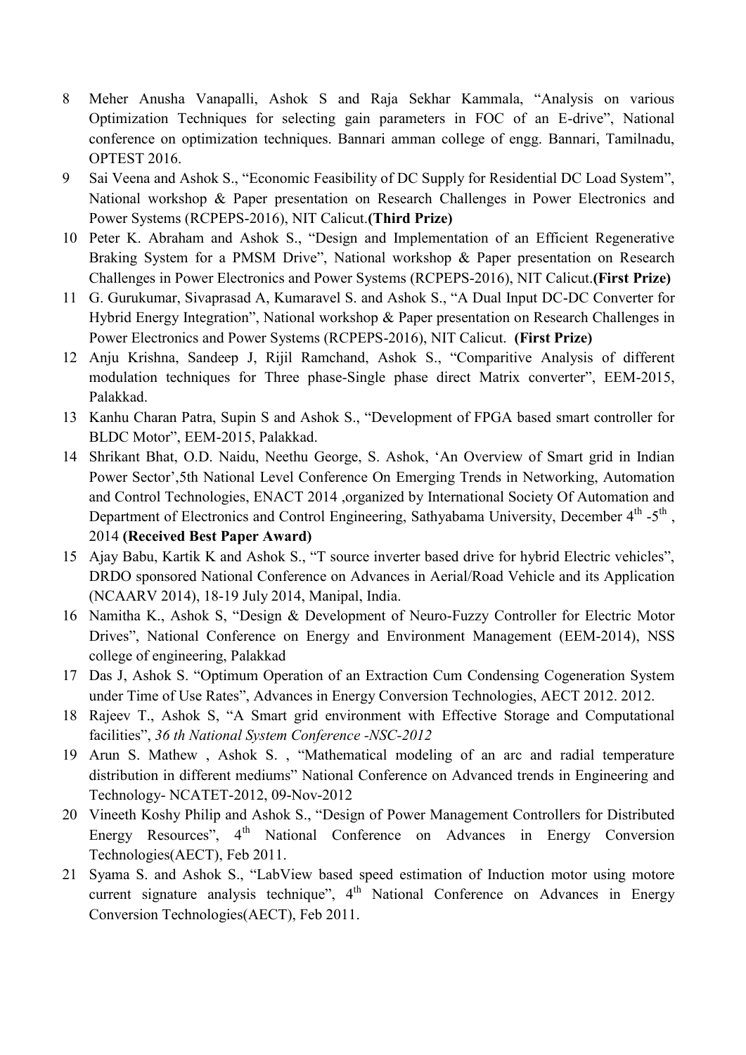8. Meher Anusha Vanapalli, Ashok S and Raja Sekhar Kammala, "Analysis on various Optimization Techniques for selecting gain parameters in FOC of an E-drive", National conference on optimization techniques. Bannari amman college of engg. Bannari, Tamilnadu, OPTEST 2016.
9. Sai Veena and Ashok S., "Economic Feasibility of DC Supply for Residential DC Load System", National workshop & Paper presentation on Research Challenges in Power Electronics and Power Systems (RCPEPS-2016), NIT Calicut.**(Third Prize)**
10. Peter K. Abraham and Ashok S., "Design and Implementation of an Efficient Regenerative Braking System for a PMSM Drive", National workshop & Paper presentation on Research Challenges in Power Electronics and Power Systems (RCPEPS-2016), NIT Calicut.**(First Prize)**
11. G. Gurukumar, Sivaprasad A, Kumaravel S. and Ashok S., "A Dual Input DC-DC Converter for Hybrid Energy Integration", National workshop & Paper presentation on Research Challenges in Power Electronics and Power Systems (RCPEPS-2016), NIT Calicut. **(First Prize)**
12. Anju Krishna, Sandeep J, Rijil Ramchand, Ashok S., "Comparitive Analysis of different modulation techniques for Three phase-Single phase direct Matrix converter", EEM-2015, Palakkad.
13. Kanhu Charan Patra, Supin S and Ashok S., "Development of FPGA based smart controller for BLDC Motor", EEM-2015, Palakkad.
14. Shrikant Bhat, O.D. Naidu, Neethu George, S. Ashok, 'An Overview of Smart grid in Indian Power Sector',5th National Level Conference On Emerging Trends in Networking, Automation and Control Technologies, ENACT 2014 ,organized by International Society Of Automation and Department of Electronics and Control Engineering, Sathyabama University, December 4th -5th , 2014 **(Received Best Paper Award)**
15. Ajay Babu, Kartik K and Ashok S., "T source inverter based drive for hybrid Electric vehicles", DRDO sponsored National Conference on Advances in Aerial/Road Vehicle and its Application (NCAARV 2014), 18-19 July 2014, Manipal, India.
16. Namitha K., Ashok S, "Design & Development of Neuro-Fuzzy Controller for Electric Motor Drives", National Conference on Energy and Environment Management (EEM-2014), NSS college of engineering, Palakkad
17. Das J, Ashok S. "Optimum Operation of an Extraction Cum Condensing Cogeneration System under Time of Use Rates", Advances in Energy Conversion Technologies, AECT 2012. 2012.
18. Rajeev T., Ashok S, "A Smart grid environment with Effective Storage and Computational facilities", *36 th National System Conference -NSC-2012*
19. Arun S. Mathew , Ashok S. , "Mathematical modeling of an arc and radial temperature distribution in different mediums" National Conference on Advanced trends in Engineering and Technology- NCATET-2012, 09-Nov-2012
20. Vineeth Koshy Philip and Ashok S., "Design of Power Management Controllers for Distributed Energy Resources", 4th National Conference on Advances in Energy Conversion Technologies(AECT), Feb 2011.
21. Syama S. and Ashok S., "LabView based speed estimation of Induction motor using motore current signature analysis technique", 4th National Conference on Advances in Energy Conversion Technologies(AECT), Feb 2011.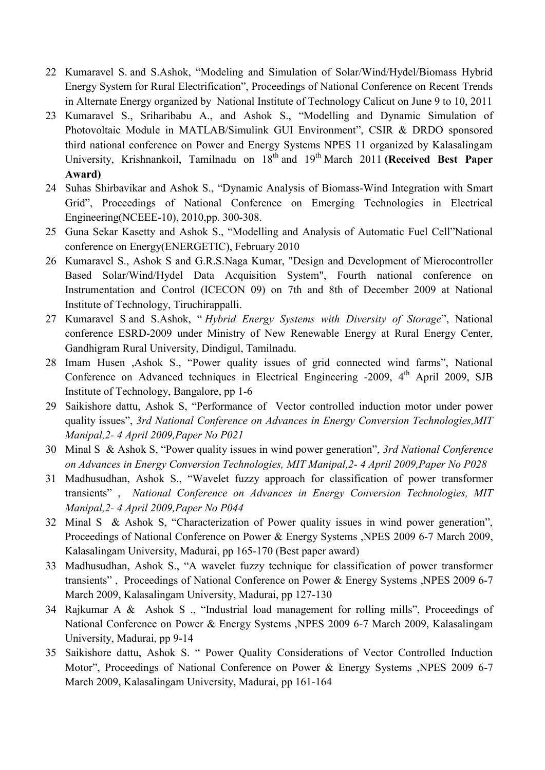22 Kumaravel S. and S.Ashok, "Modeling and Simulation of Solar/Wind/Hydel/Biomass Hybrid Energy System for Rural Electrification", Proceedings of National Conference on Recent Trends in Alternate Energy organized by National Institute of Technology Calicut on June 9 to 10, 2011

23 Kumaravel S., Sriharibabu A., and Ashok S., "Modelling and Dynamic Simulation of Photovoltaic Module in MATLAB/Simulink GUI Environment", CSIR & DRDO sponsored third national conference on Power and Energy Systems NPES 11 organized by Kalasalingam University, Krishnankoil, Tamilnadu on 18th and 19th March 2011 **(Received Best Paper Award)**

24 Suhas Shirbavikar and Ashok S., "Dynamic Analysis of Biomass-Wind Integration with Smart Grid", Proceedings of National Conference on Emerging Technologies in Electrical Engineering(NCEEE-10), 2010,pp. 300-308.

25 Guna Sekar Kasetty and Ashok S., "Modelling and Analysis of Automatic Fuel Cell"National conference on Energy(ENERGETIC), February 2010

26 Kumaravel S., Ashok S and G.R.S.Naga Kumar, "Design and Development of Microcontroller Based Solar/Wind/Hydel Data Acquisition System", Fourth national conference on Instrumentation and Control (ICECON 09) on 7th and 8th of December 2009 at National Institute of Technology, Tiruchirappalli.

27 Kumaravel S and S.Ashok, "*Hybrid Energy Systems with Diversity of Storage*", National conference ESRD-2009 under Ministry of New Renewable Energy at Rural Energy Center, Gandhigram Rural University, Dindigul, Tamilnadu.

28 Imam Husen ,Ashok S., "Power quality issues of grid connected wind farms", National Conference on Advanced techniques in Electrical Engineering -2009, 4th April 2009, SJB Institute of Technology, Bangalore, pp 1-6

29 Saikishore dattu, Ashok S, "Performance of Vector controlled induction motor under power quality issues", *3rd National Conference on Advances in Energy Conversion Technologies,MIT Manipal,2- 4 April 2009,Paper No P021*

30 Minal S & Ashok S, "Power quality issues in wind power generation", *3rd National Conference on Advances in Energy Conversion Technologies, MIT Manipal,2- 4 April 2009,Paper No P028*

31 Madhusudhan, Ashok S., "Wavelet fuzzy approach for classification of power transformer transients" , *National Conference on Advances in Energy Conversion Technologies, MIT Manipal,2- 4 April 2009,Paper No P044*

32 Minal S & Ashok S, "Characterization of Power quality issues in wind power generation", Proceedings of National Conference on Power & Energy Systems ,NPES 2009 6-7 March 2009, Kalasalingam University, Madurai, pp 165-170 (Best paper award)

33 Madhusudhan, Ashok S., "A wavelet fuzzy technique for classification of power transformer transients" , Proceedings of National Conference on Power & Energy Systems ,NPES 2009 6-7 March 2009, Kalasalingam University, Madurai, pp 127-130

34 Rajkumar A & Ashok S ., "Industrial load management for rolling mills", Proceedings of National Conference on Power & Energy Systems ,NPES 2009 6-7 March 2009, Kalasalingam University, Madurai, pp 9-14

35 Saikishore dattu, Ashok S. " Power Quality Considerations of Vector Controlled Induction Motor", Proceedings of National Conference on Power & Energy Systems ,NPES 2009 6-7 March 2009, Kalasalingam University, Madurai, pp 161-164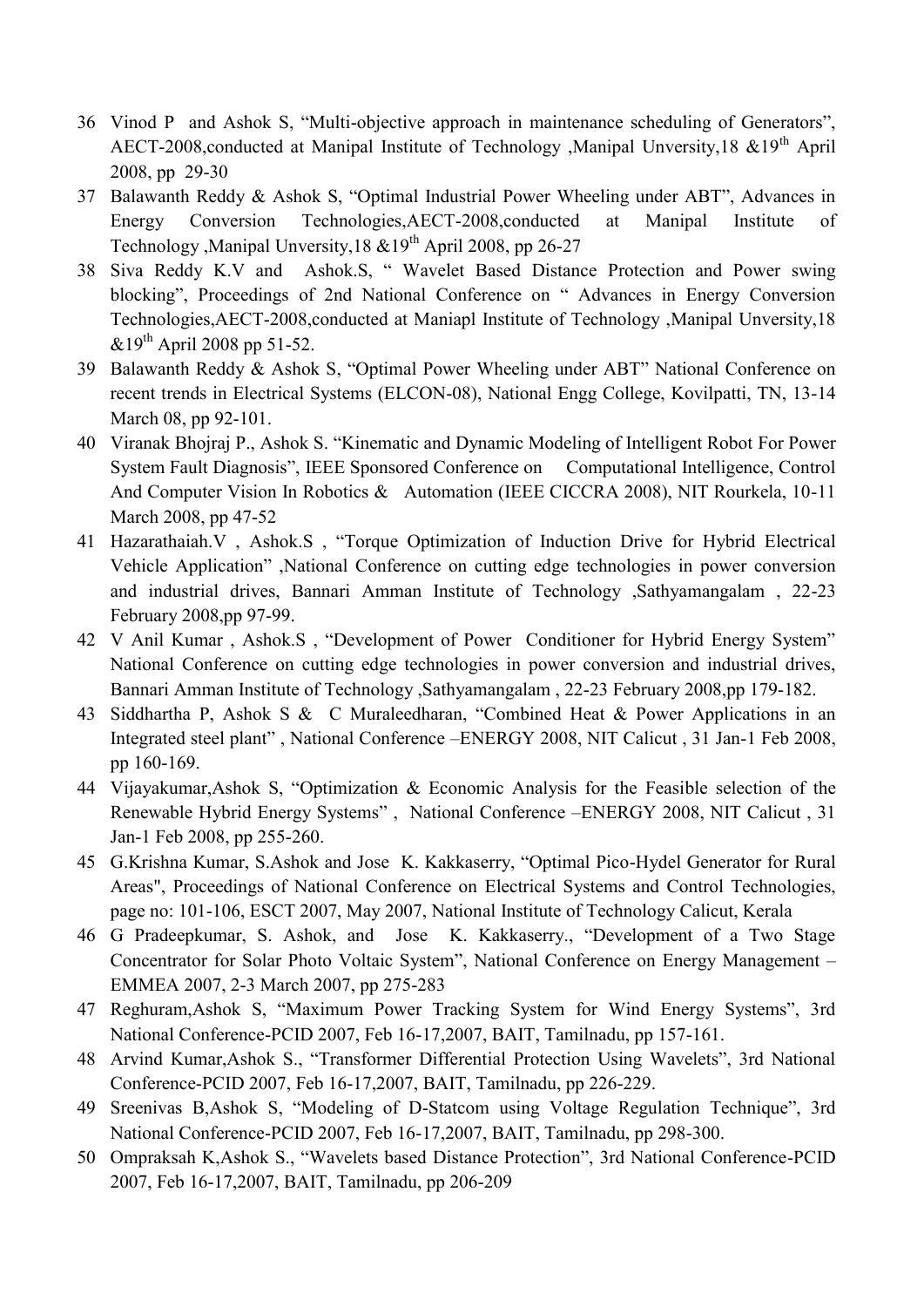36 Vinod P and Ashok S, “Multi-objective approach in maintenance scheduling of Generators”, AECT-2008,conducted at Manipal Institute of Technology ,Manipal Unversity,18 &19th April 2008, pp 29-30

37 Balawanth Reddy & Ashok S, “Optimal Industrial Power Wheeling under ABT”, Advances in Energy Conversion Technologies,AECT-2008,conducted at Manipal Institute of Technology ,Manipal Unversity,18 &19th April 2008, pp 26-27

38 Siva Reddy K.V and Ashok.S, “ Wavelet Based Distance Protection and Power swing blocking”, Proceedings of 2nd National Conference on “ Advances in Energy Conversion Technologies,AECT-2008,conducted at Maniapl Institute of Technology ,Manipal Unversity,18 &19th April 2008 pp 51-52.

39 Balawanth Reddy & Ashok S, “Optimal Power Wheeling under ABT” National Conference on recent trends in Electrical Systems (ELCON-08), National Engg College, Kovilpatti, TN, 13-14 March 08, pp 92-101.

40 Viranak Bhojraj P., Ashok S. “Kinematic and Dynamic Modeling of Intelligent Robot For Power System Fault Diagnosis”, IEEE Sponsored Conference on Computational Intelligence, Control And Computer Vision In Robotics & Automation (IEEE CICCRA 2008), NIT Rourkela, 10-11 March 2008, pp 47-52

41 Hazarathaiah.V , Ashok.S , “Torque Optimization of Induction Drive for Hybrid Electrical Vehicle Application” ,National Conference on cutting edge technologies in power conversion and industrial drives, Bannari Amman Institute of Technology ,Sathyamangalam , 22-23 February 2008,pp 97-99.

42 V Anil Kumar , Ashok.S , “Development of Power Conditioner for Hybrid Energy System” National Conference on cutting edge technologies in power conversion and industrial drives, Bannari Amman Institute of Technology ,Sathyamangalam , 22-23 February 2008,pp 179-182.

43 Siddhartha P, Ashok S & C Muraleedharan, “Combined Heat & Power Applications in an Integrated steel plant” , National Conference –ENERGY 2008, NIT Calicut , 31 Jan-1 Feb 2008, pp 160-169.

44 Vijayakumar,Ashok S, “Optimization & Economic Analysis for the Feasible selection of the Renewable Hybrid Energy Systems” , National Conference –ENERGY 2008, NIT Calicut , 31 Jan-1 Feb 2008, pp 255-260.

45 G.Krishna Kumar, S.Ashok and Jose K. Kakkaserry, “Optimal Pico-Hydel Generator for Rural Areas", Proceedings of National Conference on Electrical Systems and Control Technologies, page no: 101-106, ESCT 2007, May 2007, National Institute of Technology Calicut, Kerala

46 G Pradeepkumar, S. Ashok, and Jose K. Kakkaserry., “Development of a Two Stage Concentrator for Solar Photo Voltaic System”, National Conference on Energy Management – EMMEA 2007, 2-3 March 2007, pp 275-283

47 Reghuram,Ashok S, “Maximum Power Tracking System for Wind Energy Systems”, 3rd National Conference-PCID 2007, Feb 16-17,2007, BAIT, Tamilnadu, pp 157-161.

48 Arvind Kumar,Ashok S., “Transformer Differential Protection Using Wavelets”, 3rd National Conference-PCID 2007, Feb 16-17,2007, BAIT, Tamilnadu, pp 226-229.

49 Sreenivas B,Ashok S, “Modeling of D-Statcom using Voltage Regulation Technique”, 3rd National Conference-PCID 2007, Feb 16-17,2007, BAIT, Tamilnadu, pp 298-300.

50 Ompraksah K,Ashok S., “Wavelets based Distance Protection”, 3rd National Conference-PCID 2007, Feb 16-17,2007, BAIT, Tamilnadu, pp 206-209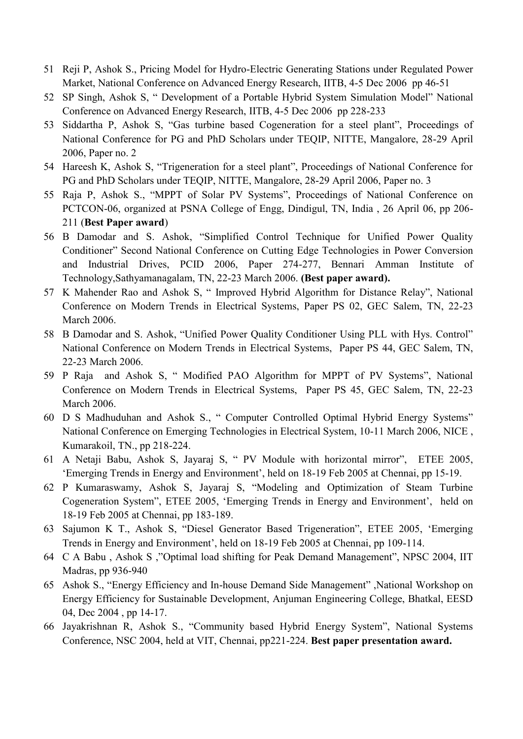51 Reji P, Ashok S., Pricing Model for Hydro-Electric Generating Stations under Regulated Power Market, National Conference on Advanced Energy Research, IITB, 4-5 Dec 2006 pp 46-51

52 SP Singh, Ashok S, " Development of a Portable Hybrid System Simulation Model" National Conference on Advanced Energy Research, IITB, 4-5 Dec 2006 pp 228-233

53 Siddartha P, Ashok S, "Gas turbine based Cogeneration for a steel plant", Proceedings of National Conference for PG and PhD Scholars under TEQIP, NITTE, Mangalore, 28-29 April 2006, Paper no. 2

54 Hareesh K, Ashok S, "Trigeneration for a steel plant", Proceedings of National Conference for PG and PhD Scholars under TEQIP, NITTE, Mangalore, 28-29 April 2006, Paper no. 3

55 Raja P, Ashok S., "MPPT of Solar PV Systems", Proceedings of National Conference on PCTCON-06, organized at PSNA College of Engg, Dindigul, TN, India , 26 April 06, pp 206-211 (**Best Paper award**)

56 B Damodar and S. Ashok, "Simplified Control Technique for Unified Power Quality Conditioner" Second National Conference on Cutting Edge Technologies in Power Conversion and Industrial Drives, PCID 2006, Paper 274-277, Bennari Amman Institute of Technology,Sathyamanagalam, TN, 22-23 March 2006. **(Best paper award).**

57 K Mahender Rao and Ashok S, " Improved Hybrid Algorithm for Distance Relay", National Conference on Modern Trends in Electrical Systems, Paper PS 02, GEC Salem, TN, 22-23 March 2006.

58 B Damodar and S. Ashok, "Unified Power Quality Conditioner Using PLL with Hys. Control" National Conference on Modern Trends in Electrical Systems, Paper PS 44, GEC Salem, TN, 22-23 March 2006.

59 P Raja and Ashok S, " Modified PAO Algorithm for MPPT of PV Systems", National Conference on Modern Trends in Electrical Systems, Paper PS 45, GEC Salem, TN, 22-23 March 2006.

60 D S Madhuduhan and Ashok S., " Computer Controlled Optimal Hybrid Energy Systems" National Conference on Emerging Technologies in Electrical System, 10-11 March 2006, NICE , Kumarakoil, TN., pp 218-224.

61 A Netaji Babu, Ashok S, Jayaraj S, " PV Module with horizontal mirror", ETEE 2005, 'Emerging Trends in Energy and Environment', held on 18-19 Feb 2005 at Chennai, pp 15-19.

62 P Kumaraswamy, Ashok S, Jayaraj S, "Modeling and Optimization of Steam Turbine Cogeneration System", ETEE 2005, 'Emerging Trends in Energy and Environment', held on 18-19 Feb 2005 at Chennai, pp 183-189.

63 Sajumon K T., Ashok S, "Diesel Generator Based Trigeneration", ETEE 2005, 'Emerging Trends in Energy and Environment', held on 18-19 Feb 2005 at Chennai, pp 109-114.

64 C A Babu , Ashok S ,"Optimal load shifting for Peak Demand Management", NPSC 2004, IIT Madras, pp 936-940

65 Ashok S., "Energy Efficiency and In-house Demand Side Management" ,National Workshop on Energy Efficiency for Sustainable Development, Anjuman Engineering College, Bhatkal, EESD 04, Dec 2004 , pp 14-17.

66 Jayakrishnan R, Ashok S., "Community based Hybrid Energy System", National Systems Conference, NSC 2004, held at VIT, Chennai, pp221-224. **Best paper presentation award.**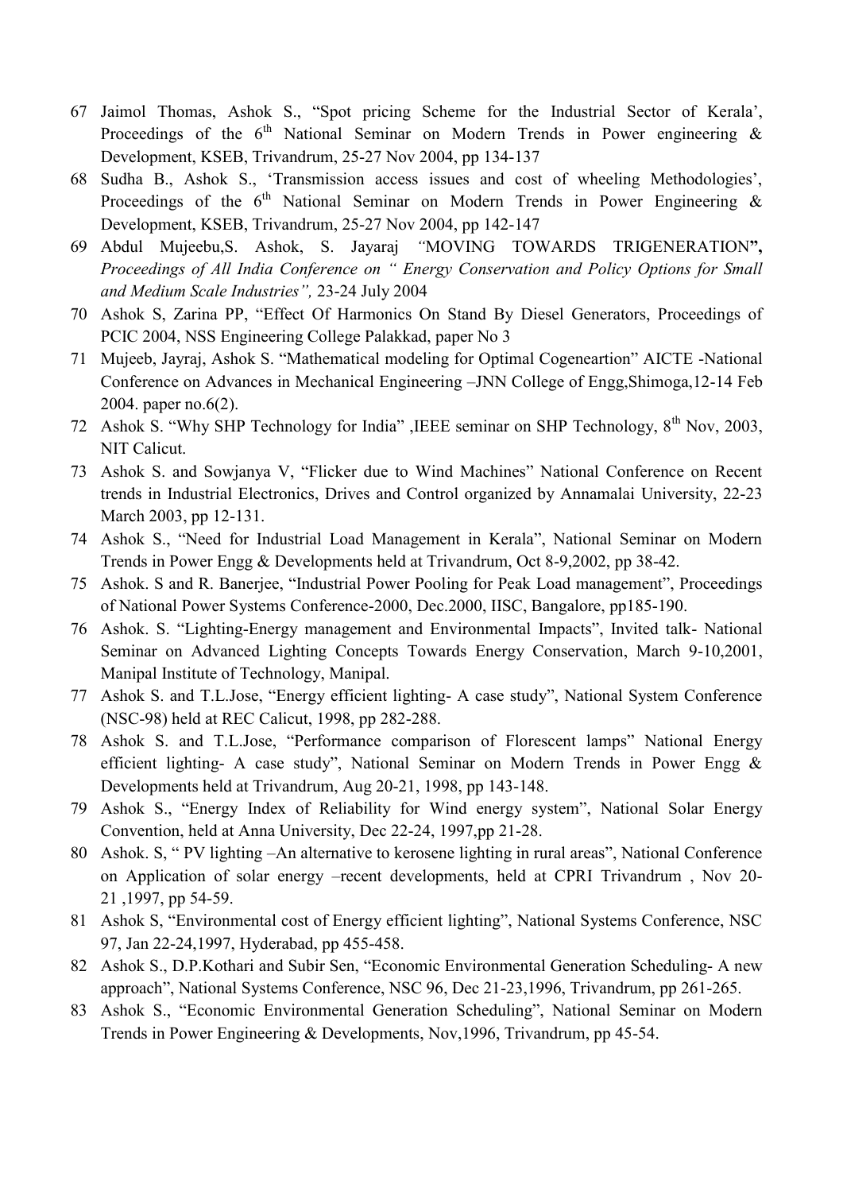67 Jaimol Thomas, Ashok S., "Spot pricing Scheme for the Industrial Sector of Kerala', Proceedings of the 6th National Seminar on Modern Trends in Power engineering & Development, KSEB, Trivandrum, 25-27 Nov 2004, pp 134-137

68 Sudha B., Ashok S., 'Transmission access issues and cost of wheeling Methodologies', Proceedings of the 6th National Seminar on Modern Trends in Power Engineering & Development, KSEB, Trivandrum, 25-27 Nov 2004, pp 142-147

69 Abdul Mujeebu,S. Ashok, S. Jayaraj *"*MOVING TOWARDS TRIGENERATION**",** *Proceedings of All India Conference on " Energy Conservation and Policy Options for Small and Medium Scale Industries",* 23-24 July 2004

70 Ashok S, Zarina PP, "Effect Of Harmonics On Stand By Diesel Generators, Proceedings of PCIC 2004, NSS Engineering College Palakkad, paper No 3

71 Mujeeb, Jayraj, Ashok S. "Mathematical modeling for Optimal Cogeneartion" AICTE -National Conference on Advances in Mechanical Engineering –JNN College of Engg,Shimoga,12-14 Feb 2004. paper no.6(2).

72 Ashok S. "Why SHP Technology for India" ,IEEE seminar on SHP Technology, 8th Nov, 2003, NIT Calicut.

73 Ashok S. and Sowjanya V, "Flicker due to Wind Machines" National Conference on Recent trends in Industrial Electronics, Drives and Control organized by Annamalai University, 22-23 March 2003, pp 12-131.

74 Ashok S., "Need for Industrial Load Management in Kerala", National Seminar on Modern Trends in Power Engg & Developments held at Trivandrum, Oct 8-9,2002, pp 38-42.

75 Ashok. S and R. Banerjee, "Industrial Power Pooling for Peak Load management", Proceedings of National Power Systems Conference-2000, Dec.2000, IISC, Bangalore, pp185-190.

76 Ashok. S. "Lighting-Energy management and Environmental Impacts", Invited talk- National Seminar on Advanced Lighting Concepts Towards Energy Conservation, March 9-10,2001, Manipal Institute of Technology, Manipal.

77 Ashok S. and T.L.Jose, "Energy efficient lighting- A case study", National System Conference (NSC-98) held at REC Calicut, 1998, pp 282-288.

78 Ashok S. and T.L.Jose, "Performance comparison of Florescent lamps" National Energy efficient lighting- A case study", National Seminar on Modern Trends in Power Engg & Developments held at Trivandrum, Aug 20-21, 1998, pp 143-148.

79 Ashok S., "Energy Index of Reliability for Wind energy system", National Solar Energy Convention, held at Anna University, Dec 22-24, 1997,pp 21-28.

80 Ashok. S, " PV lighting –An alternative to kerosene lighting in rural areas", National Conference on Application of solar energy –recent developments, held at CPRI Trivandrum , Nov 20-21 ,1997, pp 54-59.

81 Ashok S, "Environmental cost of Energy efficient lighting", National Systems Conference, NSC 97, Jan 22-24,1997, Hyderabad, pp 455-458.

82 Ashok S., D.P.Kothari and Subir Sen, "Economic Environmental Generation Scheduling- A new approach", National Systems Conference, NSC 96, Dec 21-23,1996, Trivandrum, pp 261-265.

83 Ashok S., "Economic Environmental Generation Scheduling", National Seminar on Modern Trends in Power Engineering & Developments, Nov,1996, Trivandrum, pp 45-54.